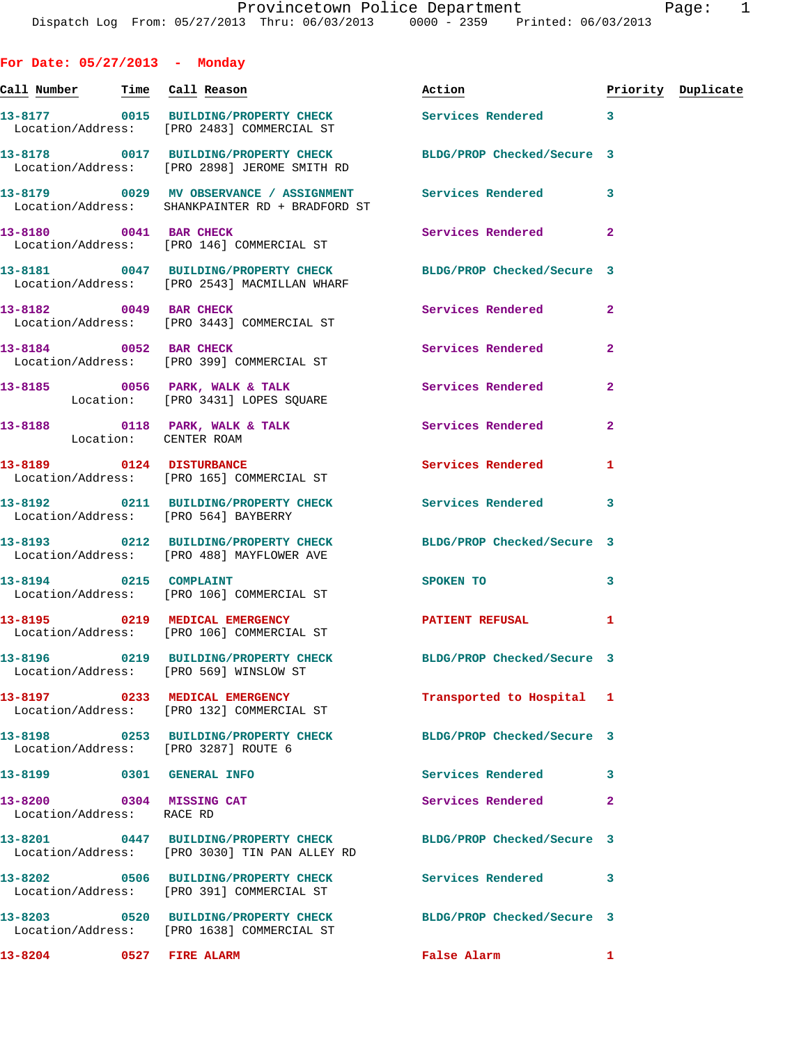Provincetown Police Department
Dispatch Log From: 05/27/2013 Thru: 06/03/2013 0000 - 2359 Printed: 06/03/2013

## For Date: 05/27/2013 - Monday

| Call Number | Time | Call Reason | Action | Priority | Duplicate |
|---|---|---|---|---|---|
| 13-8177 | 0015 | BUILDING/PROPERTY CHECK | Services Rendered | 3 | |
| Location/Address: | | [PRO 2483] COMMERCIAL ST | | | |
| 13-8178 | 0017 | BUILDING/PROPERTY CHECK | BLDG/PROP Checked/Secure | 3 | |
| Location/Address: | | [PRO 2898] JEROME SMITH RD | | | |
| 13-8179 | 0029 | MV OBSERVANCE / ASSIGNMENT | Services Rendered | 3 | |
| Location/Address: | | SHANKPAINTER RD + BRADFORD ST | | | |
| 13-8180 | 0041 | BAR CHECK | Services Rendered | 2 | |
| Location/Address: | | [PRO 146] COMMERCIAL ST | | | |
| 13-8181 | 0047 | BUILDING/PROPERTY CHECK | BLDG/PROP Checked/Secure | 3 | |
| Location/Address: | | [PRO 2543] MACMILLAN WHARF | | | |
| 13-8182 | 0049 | BAR CHECK | Services Rendered | 2 | |
| Location/Address: | | [PRO 3443] COMMERCIAL ST | | | |
| 13-8184 | 0052 | BAR CHECK | Services Rendered | 2 | |
| Location/Address: | | [PRO 399] COMMERCIAL ST | | | |
| 13-8185 | 0056 | PARK, WALK & TALK | Services Rendered | 2 | |
| Location: | | [PRO 3431] LOPES SQUARE | | | |
| 13-8188 | 0118 | PARK, WALK & TALK | Services Rendered | 2 | |
| Location: | | CENTER ROAM | | | |
| 13-8189 | 0124 | DISTURBANCE | Services Rendered | 1 | |
| Location/Address: | | [PRO 165] COMMERCIAL ST | | | |
| 13-8192 | 0211 | BUILDING/PROPERTY CHECK | Services Rendered | 3 | |
| Location/Address: | | [PRO 564] BAYBERRY | | | |
| 13-8193 | 0212 | BUILDING/PROPERTY CHECK | BLDG/PROP Checked/Secure | 3 | |
| Location/Address: | | [PRO 488] MAYFLOWER AVE | | | |
| 13-8194 | 0215 | COMPLAINT | SPOKEN TO | 3 | |
| Location/Address: | | [PRO 106] COMMERCIAL ST | | | |
| 13-8195 | 0219 | MEDICAL EMERGENCY | PATIENT REFUSAL | 1 | |
| Location/Address: | | [PRO 106] COMMERCIAL ST | | | |
| 13-8196 | 0219 | BUILDING/PROPERTY CHECK | BLDG/PROP Checked/Secure | 3 | |
| Location/Address: | | [PRO 569] WINSLOW ST | | | |
| 13-8197 | 0233 | MEDICAL EMERGENCY | Transported to Hospital | 1 | |
| Location/Address: | | [PRO 132] COMMERCIAL ST | | | |
| 13-8198 | 0253 | BUILDING/PROPERTY CHECK | BLDG/PROP Checked/Secure | 3 | |
| Location/Address: | | [PRO 3287] ROUTE 6 | | | |
| 13-8199 | 0301 | GENERAL INFO | Services Rendered | 3 | |
| 13-8200 | 0304 | MISSING CAT | Services Rendered | 2 | |
| Location/Address: | | RACE RD | | | |
| 13-8201 | 0447 | BUILDING/PROPERTY CHECK | BLDG/PROP Checked/Secure | 3 | |
| Location/Address: | | [PRO 3030] TIN PAN ALLEY RD | | | |
| 13-8202 | 0506 | BUILDING/PROPERTY CHECK | Services Rendered | 3 | |
| Location/Address: | | [PRO 391] COMMERCIAL ST | | | |
| 13-8203 | 0520 | BUILDING/PROPERTY CHECK | BLDG/PROP Checked/Secure | 3 | |
| Location/Address: | | [PRO 1638] COMMERCIAL ST | | | |
| 13-8204 | 0527 | FIRE ALARM | False Alarm | 1 | |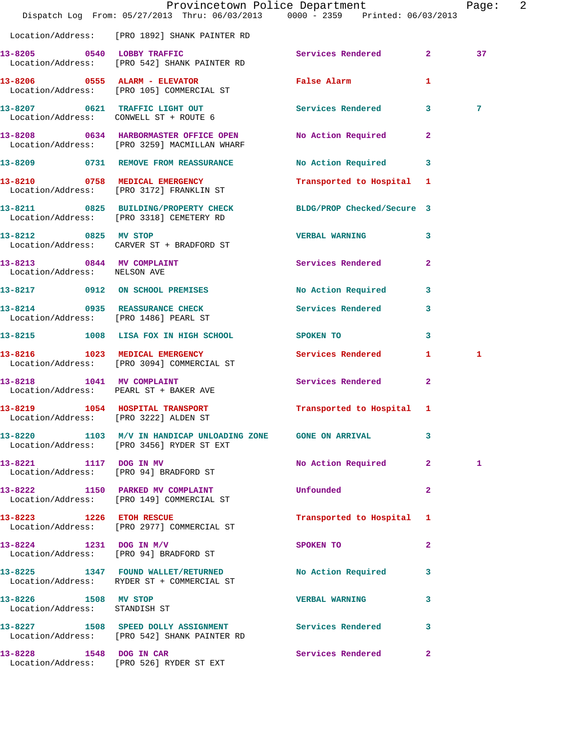Location/Address: [PRO 1892] SHANK PAINTER RD

| Call # | Time | Call Reason | Action | Priority | |
|---|---|---|---|---|---|
| 13-8205 | 0540 | LOBBY TRAFFIC | Services Rendered | 2 | 37 |
| | | Location/Address: [PRO 542] SHANK PAINTER RD | | | |
| 13-8206 | 0555 | ALARM - ELEVATOR | False Alarm | 1 | |
| | | Location/Address: [PRO 105] COMMERCIAL ST | | | |
| 13-8207 | 0621 | TRAFFIC LIGHT OUT | Services Rendered | 3 | 7 |
| | | Location/Address: CONWELL ST + ROUTE 6 | | | |
| 13-8208 | 0634 | HARBORMASTER OFFICE OPEN | No Action Required | 2 | |
| | | Location/Address: [PRO 3259] MACMILLAN WHARF | | | |
| 13-8209 | 0731 | REMOVE FROM REASSURANCE | No Action Required | 3 | |
| 13-8210 | 0758 | MEDICAL EMERGENCY | Transported to Hospital | 1 | |
| | | Location/Address: [PRO 3172] FRANKLIN ST | | | |
| 13-8211 | 0825 | BUILDING/PROPERTY CHECK | BLDG/PROP Checked/Secure | 3 | |
| | | Location/Address: [PRO 3318] CEMETERY RD | | | |
| 13-8212 | 0825 | MV STOP | VERBAL WARNING | 3 | |
| | | Location/Address: CARVER ST + BRADFORD ST | | | |
| 13-8213 | 0844 | MV COMPLAINT | Services Rendered | 2 | |
| | | Location/Address: NELSON AVE | | | |
| 13-8217 | 0912 | ON SCHOOL PREMISES | No Action Required | 3 | |
| 13-8214 | 0935 | REASSURANCE CHECK | Services Rendered | 3 | |
| | | Location/Address: [PRO 1486] PEARL ST | | | |
| 13-8215 | 1008 | LISA FOX IN HIGH SCHOOL | SPOKEN TO | 3 | |
| 13-8216 | 1023 | MEDICAL EMERGENCY | Services Rendered | 1 | 1 |
| | | Location/Address: [PRO 3094] COMMERCIAL ST | | | |
| 13-8218 | 1041 | MV COMPLAINT | Services Rendered | 2 | |
| | | Location/Address: PEARL ST + BAKER AVE | | | |
| 13-8219 | 1054 | HOSPITAL TRANSPORT | Transported to Hospital | 1 | |
| | | Location/Address: [PRO 3222] ALDEN ST | | | |
| 13-8220 | 1103 | M/V IN HANDICAP UNLOADING ZONE | GONE ON ARRIVAL | 3 | |
| | | Location/Address: [PRO 3456] RYDER ST EXT | | | |
| 13-8221 | 1117 | DOG IN MV | No Action Required | 2 | 1 |
| | | Location/Address: [PRO 94] BRADFORD ST | | | |
| 13-8222 | 1150 | PARKED MV COMPLAINT | Unfounded | 2 | |
| | | Location/Address: [PRO 149] COMMERCIAL ST | | | |
| 13-8223 | 1226 | ETOH RESCUE | Transported to Hospital | 1 | |
| | | Location/Address: [PRO 2977] COMMERCIAL ST | | | |
| 13-8224 | 1231 | DOG IN M/V | SPOKEN TO | 2 | |
| | | Location/Address: [PRO 94] BRADFORD ST | | | |
| 13-8225 | 1347 | FOUND WALLET/RETURNED | No Action Required | 3 | |
| | | Location/Address: RYDER ST + COMMERCIAL ST | | | |
| 13-8226 | 1508 | MV STOP | VERBAL WARNING | 3 | |
| | | Location/Address: STANDISH ST | | | |
| 13-8227 | 1508 | SPEED DOLLY ASSIGNMENT | Services Rendered | 3 | |
| | | Location/Address: [PRO 542] SHANK PAINTER RD | | | |
| 13-8228 | 1548 | DOG IN CAR | Services Rendered | 2 | |
| | | Location/Address: [PRO 526] RYDER ST EXT | | | |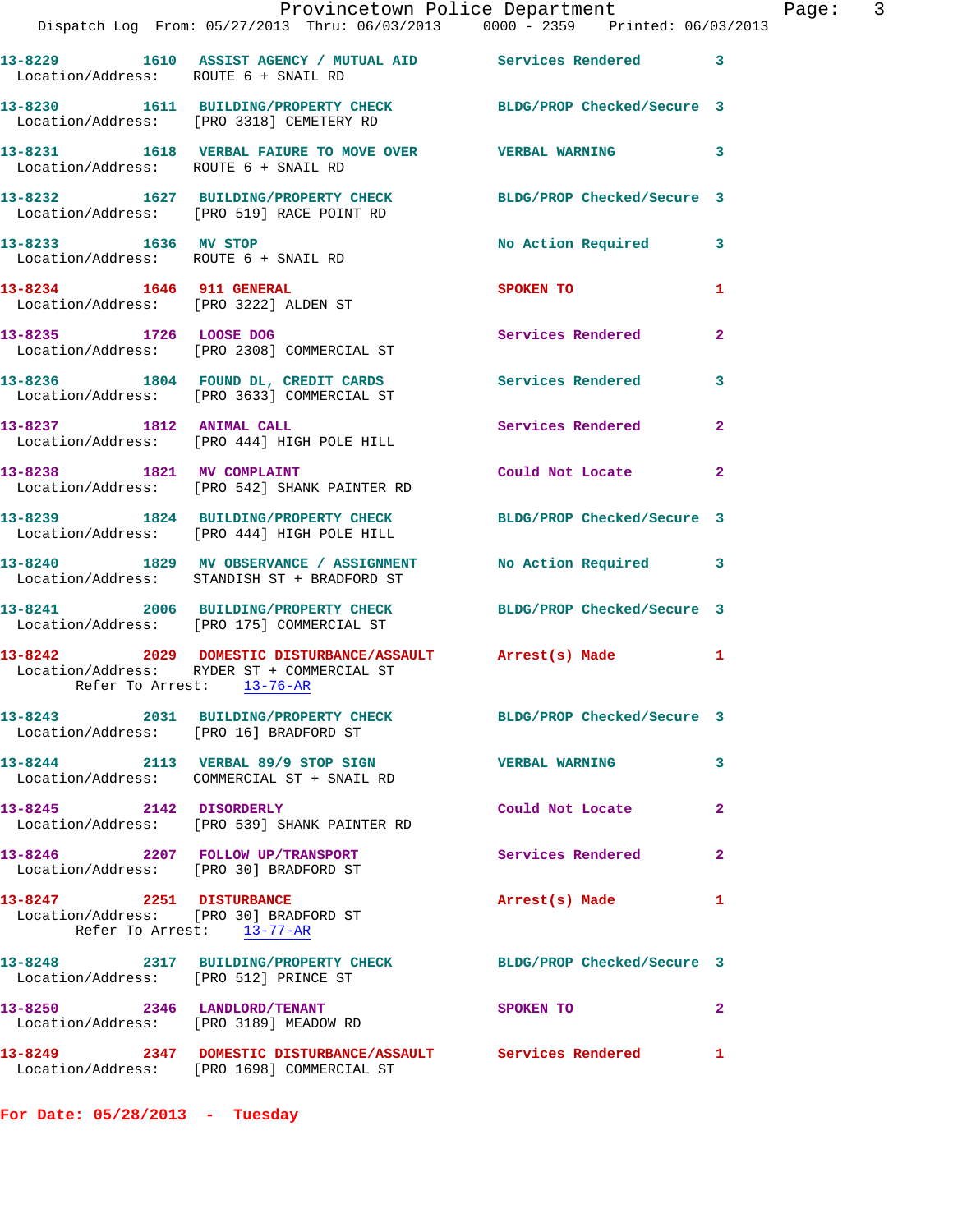| Call # | Time | Call Reason | Action | Priority |
|---|---|---|---|---|
| 13-8229 | 1610 | ASSIST AGENCY / MUTUAL AID | Services Rendered | 3 |
| Location/Address: ROUTE 6 + SNAIL RD | | | | |
| 13-8230 | 1611 | BUILDING/PROPERTY CHECK | BLDG/PROP Checked/Secure | 3 |
| Location/Address: [PRO 3318] CEMETERY RD | | | | |
| 13-8231 | 1618 | VERBAL FAIURE TO MOVE OVER | VERBAL WARNING | 3 |
| Location/Address: ROUTE 6 + SNAIL RD | | | | |
| 13-8232 | 1627 | BUILDING/PROPERTY CHECK | BLDG/PROP Checked/Secure | 3 |
| Location/Address: [PRO 519] RACE POINT RD | | | | |
| 13-8233 | 1636 | MV STOP | No Action Required | 3 |
| Location/Address: ROUTE 6 + SNAIL RD | | | | |
| 13-8234 | 1646 | 911 GENERAL | SPOKEN TO | 1 |
| Location/Address: [PRO 3222] ALDEN ST | | | | |
| 13-8235 | 1726 | LOOSE DOG | Services Rendered | 2 |
| Location/Address: [PRO 2308] COMMERCIAL ST | | | | |
| 13-8236 | 1804 | FOUND DL, CREDIT CARDS | Services Rendered | 3 |
| Location/Address: [PRO 3633] COMMERCIAL ST | | | | |
| 13-8237 | 1812 | ANIMAL CALL | Services Rendered | 2 |
| Location/Address: [PRO 444] HIGH POLE HILL | | | | |
| 13-8238 | 1821 | MV COMPLAINT | Could Not Locate | 2 |
| Location/Address: [PRO 542] SHANK PAINTER RD | | | | |
| 13-8239 | 1824 | BUILDING/PROPERTY CHECK | BLDG/PROP Checked/Secure | 3 |
| Location/Address: [PRO 444] HIGH POLE HILL | | | | |
| 13-8240 | 1829 | MV OBSERVANCE / ASSIGNMENT | No Action Required | 3 |
| Location/Address: STANDISH ST + BRADFORD ST | | | | |
| 13-8241 | 2006 | BUILDING/PROPERTY CHECK | BLDG/PROP Checked/Secure | 3 |
| Location/Address: [PRO 175] COMMERCIAL ST | | | | |
| 13-8242 | 2029 | DOMESTIC DISTURBANCE/ASSAULT | Arrest(s) Made | 1 |
| Location/Address: RYDER ST + COMMERCIAL ST | | | | |
| Refer To Arrest: 13-76-AR | | | | |
| 13-8243 | 2031 | BUILDING/PROPERTY CHECK | BLDG/PROP Checked/Secure | 3 |
| Location/Address: [PRO 16] BRADFORD ST | | | | |
| 13-8244 | 2113 | VERBAL 89/9 STOP SIGN | VERBAL WARNING | 3 |
| Location/Address: COMMERCIAL ST + SNAIL RD | | | | |
| 13-8245 | 2142 | DISORDERLY | Could Not Locate | 2 |
| Location/Address: [PRO 539] SHANK PAINTER RD | | | | |
| 13-8246 | 2207 | FOLLOW UP/TRANSPORT | Services Rendered | 2 |
| Location/Address: [PRO 30] BRADFORD ST | | | | |
| 13-8247 | 2251 | DISTURBANCE | Arrest(s) Made | 1 |
| Location/Address: [PRO 30] BRADFORD ST | | | | |
| Refer To Arrest: 13-77-AR | | | | |
| 13-8248 | 2317 | BUILDING/PROPERTY CHECK | BLDG/PROP Checked/Secure | 3 |
| Location/Address: [PRO 512] PRINCE ST | | | | |
| 13-8250 | 2346 | LANDLORD/TENANT | SPOKEN TO | 2 |
| Location/Address: [PRO 3189] MEADOW RD | | | | |
| 13-8249 | 2347 | DOMESTIC DISTURBANCE/ASSAULT | Services Rendered | 1 |
| Location/Address: [PRO 1698] COMMERCIAL ST | | | | |

**For Date: 05/28/2013 - Tuesday**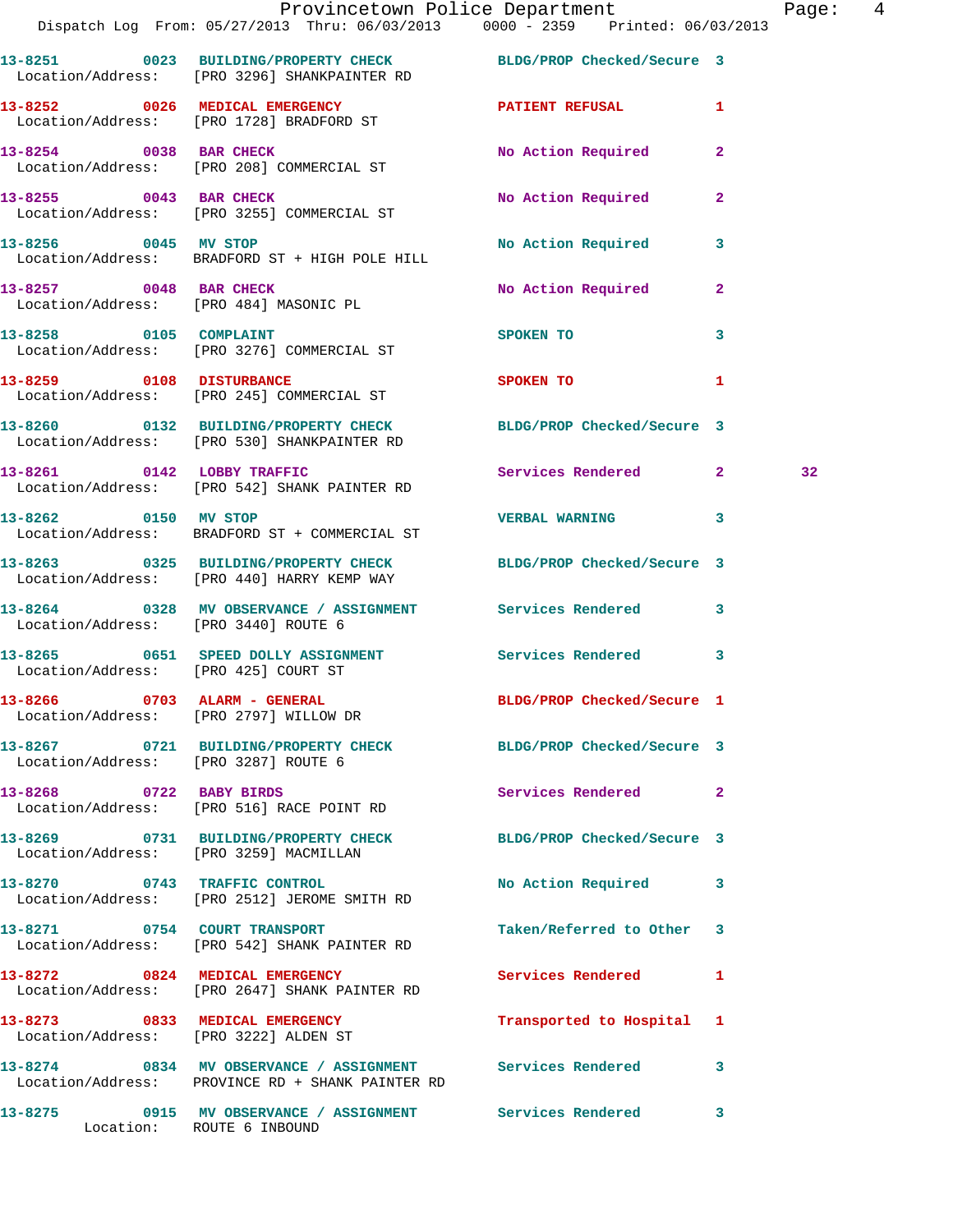| Call # | Time | Call Reason | Action | Priority | |
|---|---|---|---|---|---|
| 13-8251 | 0023 | BUILDING/PROPERTY CHECK | BLDG/PROP Checked/Secure | 3 | |
| Location/Address: | | [PRO 3296] SHANKPAINTER RD | | | |
| 13-8252 | 0026 | MEDICAL EMERGENCY | PATIENT REFUSAL | 1 | |
| Location/Address: | | [PRO 1728] BRADFORD ST | | | |
| 13-8254 | 0038 | BAR CHECK | No Action Required | 2 | |
| Location/Address: | | [PRO 208] COMMERCIAL ST | | | |
| 13-8255 | 0043 | BAR CHECK | No Action Required | 2 | |
| Location/Address: | | [PRO 3255] COMMERCIAL ST | | | |
| 13-8256 | 0045 | MV STOP | No Action Required | 3 | |
| Location/Address: | | BRADFORD ST + HIGH POLE HILL | | | |
| 13-8257 | 0048 | BAR CHECK | No Action Required | 2 | |
| Location/Address: | | [PRO 484] MASONIC PL | | | |
| 13-8258 | 0105 | COMPLAINT | SPOKEN TO | 3 | |
| Location/Address: | | [PRO 3276] COMMERCIAL ST | | | |
| 13-8259 | 0108 | DISTURBANCE | SPOKEN TO | 1 | |
| Location/Address: | | [PRO 245] COMMERCIAL ST | | | |
| 13-8260 | 0132 | BUILDING/PROPERTY CHECK | BLDG/PROP Checked/Secure | 3 | |
| Location/Address: | | [PRO 530] SHANKPAINTER RD | | | |
| 13-8261 | 0142 | LOBBY TRAFFIC | Services Rendered | 2 | 32 |
| Location/Address: | | [PRO 542] SHANK PAINTER RD | | | |
| 13-8262 | 0150 | MV STOP | VERBAL WARNING | 3 | |
| Location/Address: | | BRADFORD ST + COMMERCIAL ST | | | |
| 13-8263 | 0325 | BUILDING/PROPERTY CHECK | BLDG/PROP Checked/Secure | 3 | |
| Location/Address: | | [PRO 440] HARRY KEMP WAY | | | |
| 13-8264 | 0328 | MV OBSERVANCE / ASSIGNMENT | Services Rendered | 3 | |
| Location/Address: | | [PRO 3440] ROUTE 6 | | | |
| 13-8265 | 0651 | SPEED DOLLY ASSIGNMENT | Services Rendered | 3 | |
| Location/Address: | | [PRO 425] COURT ST | | | |
| 13-8266 | 0703 | ALARM - GENERAL | BLDG/PROP Checked/Secure | 1 | |
| Location/Address: | | [PRO 2797] WILLOW DR | | | |
| 13-8267 | 0721 | BUILDING/PROPERTY CHECK | BLDG/PROP Checked/Secure | 3 | |
| Location/Address: | | [PRO 3287] ROUTE 6 | | | |
| 13-8268 | 0722 | BABY BIRDS | Services Rendered | 2 | |
| Location/Address: | | [PRO 516] RACE POINT RD | | | |
| 13-8269 | 0731 | BUILDING/PROPERTY CHECK | BLDG/PROP Checked/Secure | 3 | |
| Location/Address: | | [PRO 3259] MACMILLAN | | | |
| 13-8270 | 0743 | TRAFFIC CONTROL | No Action Required | 3 | |
| Location/Address: | | [PRO 2512] JEROME SMITH RD | | | |
| 13-8271 | 0754 | COURT TRANSPORT | Taken/Referred to Other | 3 | |
| Location/Address: | | [PRO 542] SHANK PAINTER RD | | | |
| 13-8272 | 0824 | MEDICAL EMERGENCY | Services Rendered | 1 | |
| Location/Address: | | [PRO 2647] SHANK PAINTER RD | | | |
| 13-8273 | 0833 | MEDICAL EMERGENCY | Transported to Hospital | 1 | |
| Location/Address: | | [PRO 3222] ALDEN ST | | | |
| 13-8274 | 0834 | MV OBSERVANCE / ASSIGNMENT | Services Rendered | 3 | |
| Location/Address: | | PROVINCE RD + SHANK PAINTER RD | | | |
| 13-8275 | 0915 | MV OBSERVANCE / ASSIGNMENT | Services Rendered | 3 | |
| Location: | | ROUTE 6 INBOUND | | | |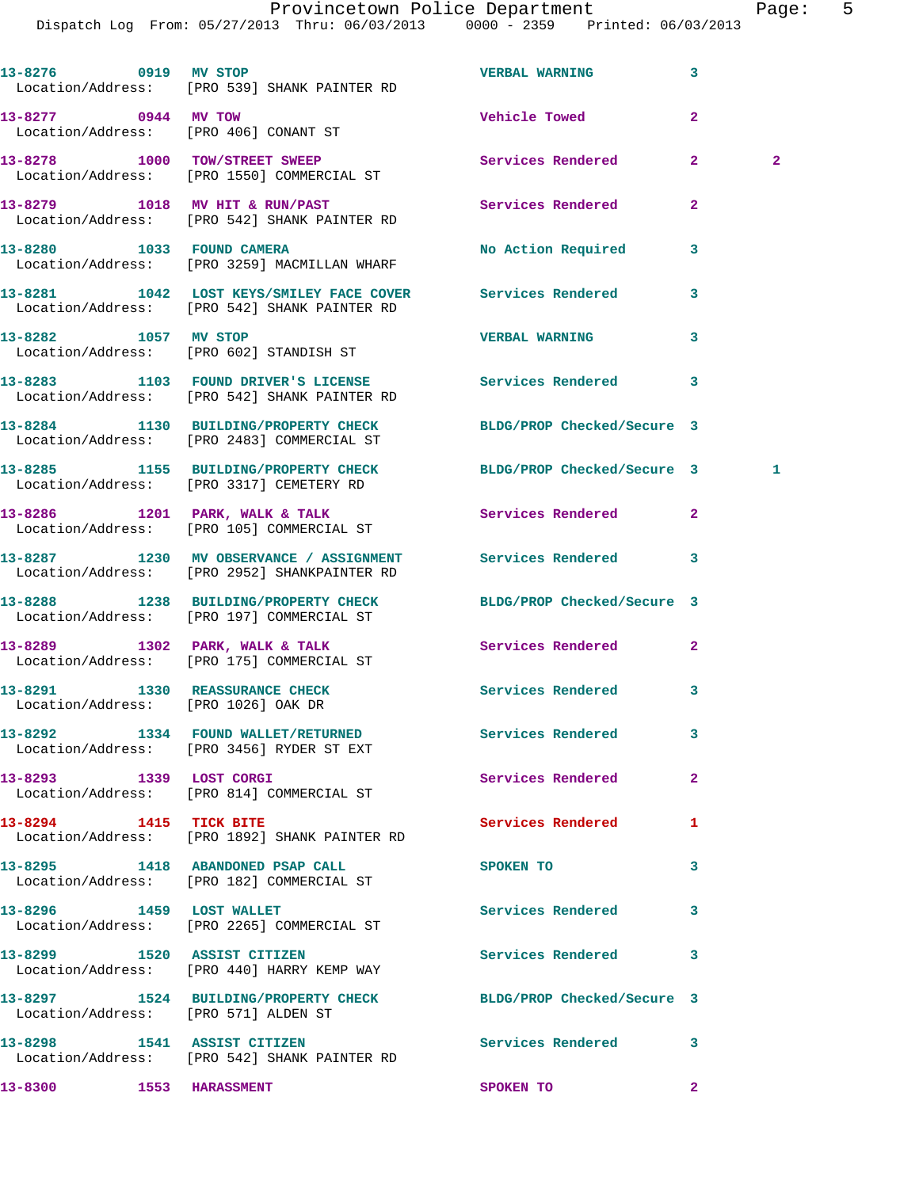| Call Number | Time | Call Reason | Action | Priority | |
|---|---|---|---|---|---|
| 13-8276 | 0919 | MV STOP | VERBAL WARNING | 3 | |
| Location/Address: | | [PRO 539] SHANK PAINTER RD | | | |
| 13-8277 | 0944 | MV TOW | Vehicle Towed | 2 | |
| Location/Address: | | [PRO 406] CONANT ST | | | |
| 13-8278 | 1000 | TOW/STREET SWEEP | Services Rendered | 2 | 2 |
| Location/Address: | | [PRO 1550] COMMERCIAL ST | | | |
| 13-8279 | 1018 | MV HIT & RUN/PAST | Services Rendered | 2 | |
| Location/Address: | | [PRO 542] SHANK PAINTER RD | | | |
| 13-8280 | 1033 | FOUND CAMERA | No Action Required | 3 | |
| Location/Address: | | [PRO 3259] MACMILLAN WHARF | | | |
| 13-8281 | 1042 | LOST KEYS/SMILEY FACE COVER | Services Rendered | 3 | |
| Location/Address: | | [PRO 542] SHANK PAINTER RD | | | |
| 13-8282 | 1057 | MV STOP | VERBAL WARNING | 3 | |
| Location/Address: | | [PRO 602] STANDISH ST | | | |
| 13-8283 | 1103 | FOUND DRIVER'S LICENSE | Services Rendered | 3 | |
| Location/Address: | | [PRO 542] SHANK PAINTER RD | | | |
| 13-8284 | 1130 | BUILDING/PROPERTY CHECK | BLDG/PROP Checked/Secure | 3 | |
| Location/Address: | | [PRO 2483] COMMERCIAL ST | | | |
| 13-8285 | 1155 | BUILDING/PROPERTY CHECK | BLDG/PROP Checked/Secure | 3 | 1 |
| Location/Address: | | [PRO 3317] CEMETERY RD | | | |
| 13-8286 | 1201 | PARK, WALK & TALK | Services Rendered | 2 | |
| Location/Address: | | [PRO 105] COMMERCIAL ST | | | |
| 13-8287 | 1230 | MV OBSERVANCE / ASSIGNMENT | Services Rendered | 3 | |
| Location/Address: | | [PRO 2952] SHANKPAINTER RD | | | |
| 13-8288 | 1238 | BUILDING/PROPERTY CHECK | BLDG/PROP Checked/Secure | 3 | |
| Location/Address: | | [PRO 197] COMMERCIAL ST | | | |
| 13-8289 | 1302 | PARK, WALK & TALK | Services Rendered | 2 | |
| Location/Address: | | [PRO 175] COMMERCIAL ST | | | |
| 13-8291 | 1330 | REASSURANCE CHECK | Services Rendered | 3 | |
| Location/Address: | | [PRO 1026] OAK DR | | | |
| 13-8292 | 1334 | FOUND WALLET/RETURNED | Services Rendered | 3 | |
| Location/Address: | | [PRO 3456] RYDER ST EXT | | | |
| 13-8293 | 1339 | LOST CORGI | Services Rendered | 2 | |
| Location/Address: | | [PRO 814] COMMERCIAL ST | | | |
| 13-8294 | 1415 | TICK BITE | Services Rendered | 1 | |
| Location/Address: | | [PRO 1892] SHANK PAINTER RD | | | |
| 13-8295 | 1418 | ABANDONED PSAP CALL | SPOKEN TO | 3 | |
| Location/Address: | | [PRO 182] COMMERCIAL ST | | | |
| 13-8296 | 1459 | LOST WALLET | Services Rendered | 3 | |
| Location/Address: | | [PRO 2265] COMMERCIAL ST | | | |
| 13-8299 | 1520 | ASSIST CITIZEN | Services Rendered | 3 | |
| Location/Address: | | [PRO 440] HARRY KEMP WAY | | | |
| 13-8297 | 1524 | BUILDING/PROPERTY CHECK | BLDG/PROP Checked/Secure | 3 | |
| Location/Address: | | [PRO 571] ALDEN ST | | | |
| 13-8298 | 1541 | ASSIST CITIZEN | Services Rendered | 3 | |
| Location/Address: | | [PRO 542] SHANK PAINTER RD | | | |
| 13-8300 | 1553 | HARASSMENT | SPOKEN TO | 2 | |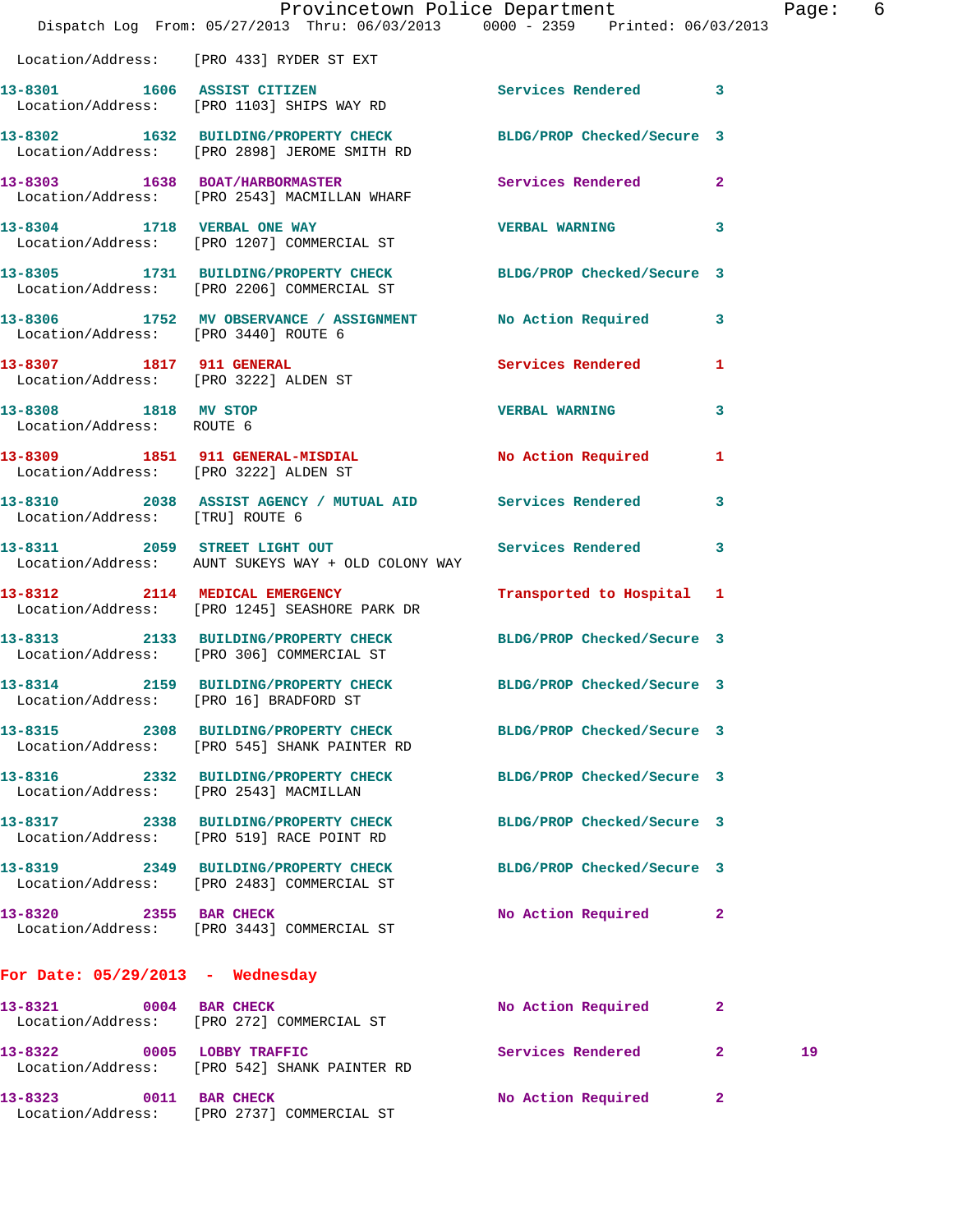Location/Address: [PRO 433] RYDER ST EXT

**13-8301** 1606 **ASSIST CITIZEN** Services Rendered 3
Location/Address: [PRO 1103] SHIPS WAY RD

**13-8302** 1632 **BUILDING/PROPERTY CHECK** BLDG/PROP Checked/Secure 3
Location/Address: [PRO 2898] JEROME SMITH RD

**13-8303** 1638 **BOAT/HARBORMASTER** Services Rendered 2
Location/Address: [PRO 2543] MACMILLAN WHARF

**13-8304** 1718 **VERBAL ONE WAY** VERBAL WARNING 3
Location/Address: [PRO 1207] COMMERCIAL ST

**13-8305** 1731 **BUILDING/PROPERTY CHECK** BLDG/PROP Checked/Secure 3
Location/Address: [PRO 2206] COMMERCIAL ST

**13-8306** 1752 **MV OBSERVANCE / ASSIGNMENT** No Action Required 3
Location/Address: [PRO 3440] ROUTE 6

**13-8307** 1817 **911 GENERAL** Services Rendered 1
Location/Address: [PRO 3222] ALDEN ST

**13-8308** 1818 **MV STOP** VERBAL WARNING 3
Location/Address: ROUTE 6

**13-8309** 1851 **911 GENERAL-MISDIAL** No Action Required 1
Location/Address: [PRO 3222] ALDEN ST

**13-8310** 2038 **ASSIST AGENCY / MUTUAL AID** Services Rendered 3
Location/Address: [TRU] ROUTE 6

**13-8311** 2059 **STREET LIGHT OUT** Services Rendered 3
Location/Address: AUNT SUKEYS WAY + OLD COLONY WAY

**13-8312** 2114 **MEDICAL EMERGENCY** Transported to Hospital 1
Location/Address: [PRO 1245] SEASHORE PARK DR

**13-8313** 2133 **BUILDING/PROPERTY CHECK** BLDG/PROP Checked/Secure 3
Location/Address: [PRO 306] COMMERCIAL ST

**13-8314** 2159 **BUILDING/PROPERTY CHECK** BLDG/PROP Checked/Secure 3
Location/Address: [PRO 16] BRADFORD ST

**13-8315** 2308 **BUILDING/PROPERTY CHECK** BLDG/PROP Checked/Secure 3
Location/Address: [PRO 545] SHANK PAINTER RD

**13-8316** 2332 **BUILDING/PROPERTY CHECK** BLDG/PROP Checked/Secure 3
Location/Address: [PRO 2543] MACMILLAN

**13-8317** 2338 **BUILDING/PROPERTY CHECK** BLDG/PROP Checked/Secure 3
Location/Address: [PRO 519] RACE POINT RD

**13-8319** 2349 **BUILDING/PROPERTY CHECK** BLDG/PROP Checked/Secure 3
Location/Address: [PRO 2483] COMMERCIAL ST

**13-8320** 2355 **BAR CHECK** No Action Required 2
Location/Address: [PRO 3443] COMMERCIAL ST

## For Date: 05/29/2013 - Wednesday

**13-8321** 0004 **BAR CHECK** No Action Required 2
Location/Address: [PRO 272] COMMERCIAL ST

**13-8322** 0005 **LOBBY TRAFFIC** Services Rendered 2 19
Location/Address: [PRO 542] SHANK PAINTER RD

**13-8323** 0011 **BAR CHECK** No Action Required 2
Location/Address: [PRO 2737] COMMERCIAL ST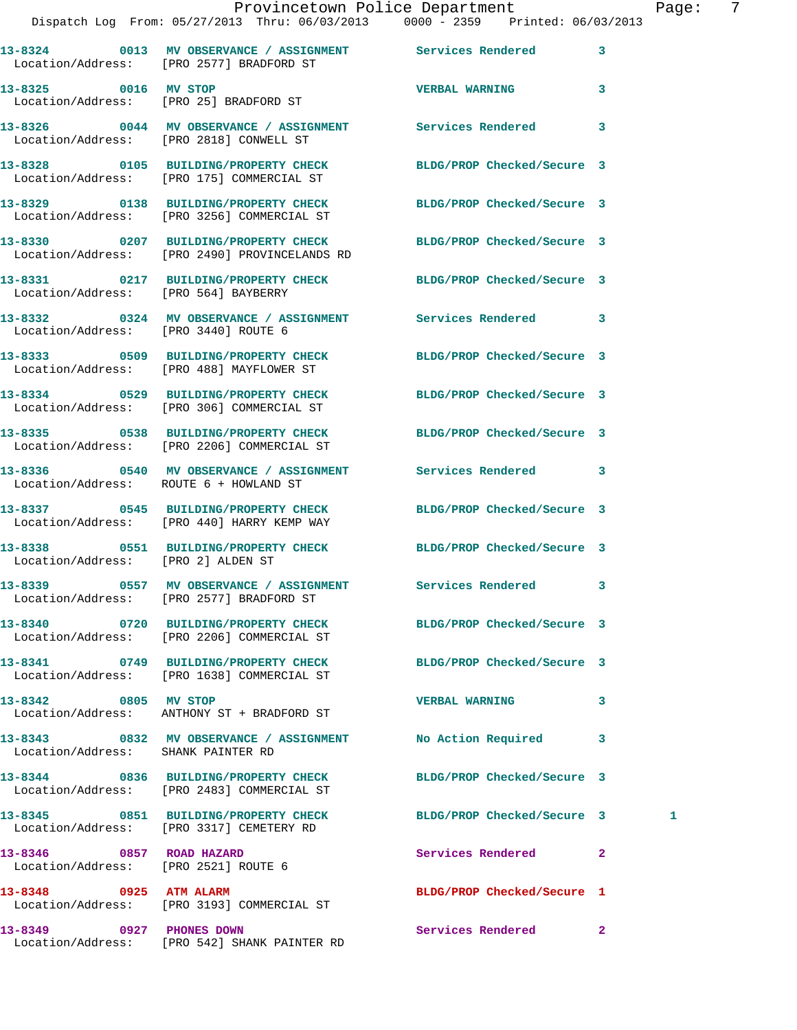Provincetown Police Department
Dispatch Log From: 05/27/2013 Thru: 06/03/2013 0000 - 2359 Printed: 06/03/2013

**13-8324 0013 MV OBSERVANCE / ASSIGNMENT** Services Rendered 3
Location/Address: [PRO 2577] BRADFORD ST

**13-8325 0016 MV STOP** VERBAL WARNING 3
Location/Address: [PRO 25] BRADFORD ST

**13-8326 0044 MV OBSERVANCE / ASSIGNMENT** Services Rendered 3
Location/Address: [PRO 2818] CONWELL ST

**13-8328 0105 BUILDING/PROPERTY CHECK** BLDG/PROP Checked/Secure 3
Location/Address: [PRO 175] COMMERCIAL ST

**13-8329 0138 BUILDING/PROPERTY CHECK** BLDG/PROP Checked/Secure 3
Location/Address: [PRO 3256] COMMERCIAL ST

**13-8330 0207 BUILDING/PROPERTY CHECK** BLDG/PROP Checked/Secure 3
Location/Address: [PRO 2490] PROVINCELANDS RD

**13-8331 0217 BUILDING/PROPERTY CHECK** BLDG/PROP Checked/Secure 3
Location/Address: [PRO 564] BAYBERRY

**13-8332 0324 MV OBSERVANCE / ASSIGNMENT** Services Rendered 3
Location/Address: [PRO 3440] ROUTE 6

**13-8333 0509 BUILDING/PROPERTY CHECK** BLDG/PROP Checked/Secure 3
Location/Address: [PRO 488] MAYFLOWER ST

**13-8334 0529 BUILDING/PROPERTY CHECK** BLDG/PROP Checked/Secure 3
Location/Address: [PRO 306] COMMERCIAL ST

**13-8335 0538 BUILDING/PROPERTY CHECK** BLDG/PROP Checked/Secure 3
Location/Address: [PRO 2206] COMMERCIAL ST

**13-8336 0540 MV OBSERVANCE / ASSIGNMENT** Services Rendered 3
Location/Address: ROUTE 6 + HOWLAND ST

**13-8337 0545 BUILDING/PROPERTY CHECK** BLDG/PROP Checked/Secure 3
Location/Address: [PRO 440] HARRY KEMP WAY

**13-8338 0551 BUILDING/PROPERTY CHECK** BLDG/PROP Checked/Secure 3
Location/Address: [PRO 2] ALDEN ST

**13-8339 0557 MV OBSERVANCE / ASSIGNMENT** Services Rendered 3
Location/Address: [PRO 2577] BRADFORD ST

**13-8340 0720 BUILDING/PROPERTY CHECK** BLDG/PROP Checked/Secure 3
Location/Address: [PRO 2206] COMMERCIAL ST

**13-8341 0749 BUILDING/PROPERTY CHECK** BLDG/PROP Checked/Secure 3
Location/Address: [PRO 1638] COMMERCIAL ST

**13-8342 0805 MV STOP** VERBAL WARNING 3
Location/Address: ANTHONY ST + BRADFORD ST

**13-8343 0832 MV OBSERVANCE / ASSIGNMENT** No Action Required 3
Location/Address: SHANK PAINTER RD

**13-8344 0836 BUILDING/PROPERTY CHECK** BLDG/PROP Checked/Secure 3
Location/Address: [PRO 2483] COMMERCIAL ST

**13-8345 0851 BUILDING/PROPERTY CHECK** BLDG/PROP Checked/Secure 3 1
Location/Address: [PRO 3317] CEMETERY RD

**13-8346 0857 ROAD HAZARD** Services Rendered 2
Location/Address: [PRO 2521] ROUTE 6

**13-8348 0925 ATM ALARM** BLDG/PROP Checked/Secure 1
Location/Address: [PRO 3193] COMMERCIAL ST

**13-8349 0927 PHONES DOWN** Services Rendered 2
Location/Address: [PRO 542] SHANK PAINTER RD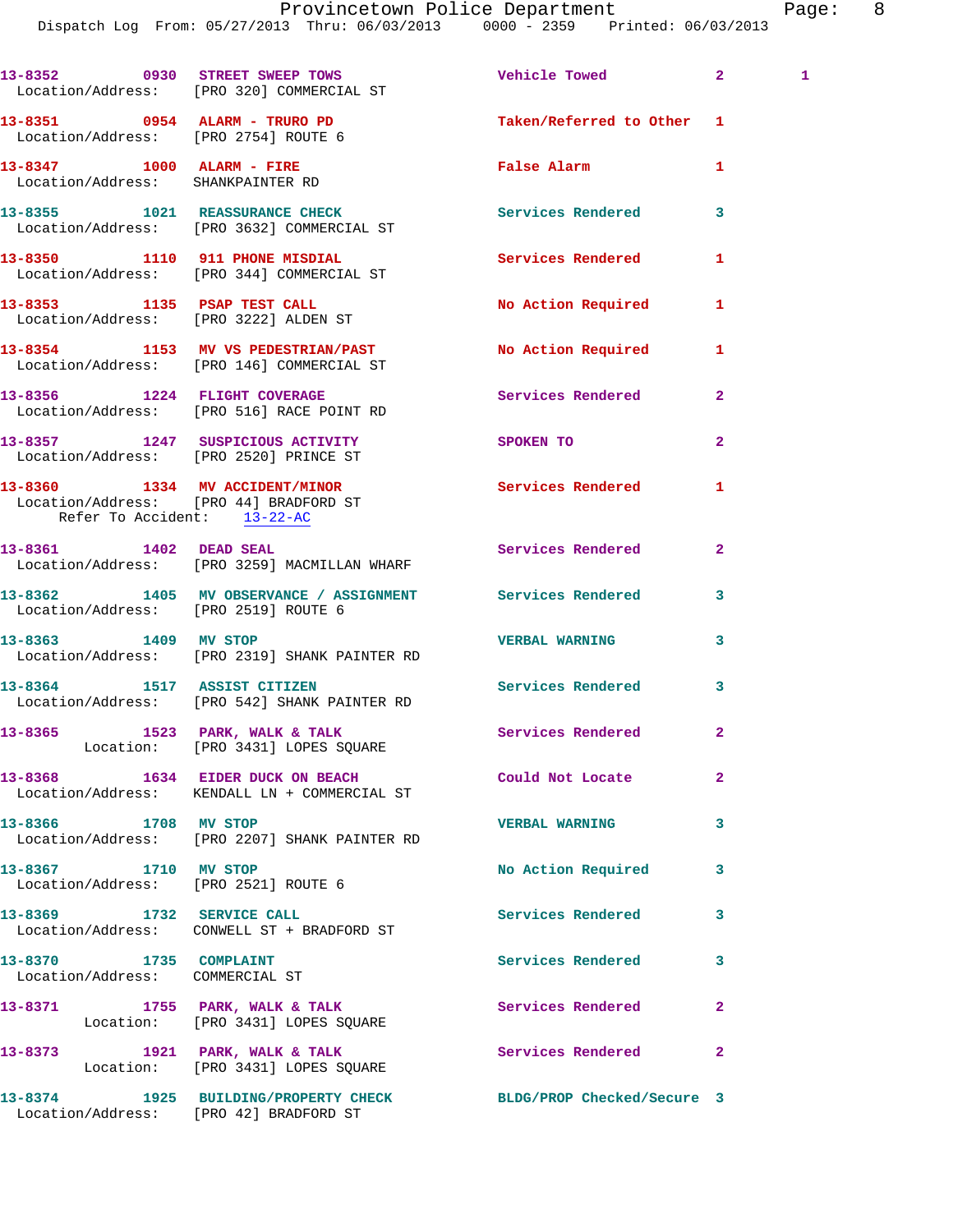| Call # | Time | Call Reason | Action | Priority | |
|---|---|---|---|---|---|
| 13-8352 | 0930 | STREET SWEEP TOWS | Vehicle Towed | 2 | 1 |
| Location/Address: [PRO 320] COMMERCIAL ST | | | | | |
| 13-8351 | 0954 | ALARM - TRURO PD | Taken/Referred to Other | 1 | |
| Location/Address: [PRO 2754] ROUTE 6 | | | | | |
| 13-8347 | 1000 | ALARM - FIRE | False Alarm | 1 | |
| Location/Address: SHANKPAINTER RD | | | | | |
| 13-8355 | 1021 | REASSURANCE CHECK | Services Rendered | 3 | |
| Location/Address: [PRO 3632] COMMERCIAL ST | | | | | |
| 13-8350 | 1110 | 911 PHONE MISDIAL | Services Rendered | 1 | |
| Location/Address: [PRO 344] COMMERCIAL ST | | | | | |
| 13-8353 | 1135 | PSAP TEST CALL | No Action Required | 1 | |
| Location/Address: [PRO 3222] ALDEN ST | | | | | |
| 13-8354 | 1153 | MV VS PEDESTRIAN/PAST | No Action Required | 1 | |
| Location/Address: [PRO 146] COMMERCIAL ST | | | | | |
| 13-8356 | 1224 | FLIGHT COVERAGE | Services Rendered | 2 | |
| Location/Address: [PRO 516] RACE POINT RD | | | | | |
| 13-8357 | 1247 | SUSPICIOUS ACTIVITY | SPOKEN TO | 2 | |
| Location/Address: [PRO 2520] PRINCE ST | | | | | |
| 13-8360 | 1334 | MV ACCIDENT/MINOR | Services Rendered | 1 | |
| Location/Address: [PRO 44] BRADFORD ST; Refer To Accident: 13-22-AC | | | | | |
| 13-8361 | 1402 | DEAD SEAL | Services Rendered | 2 | |
| Location/Address: [PRO 3259] MACMILLAN WHARF | | | | | |
| 13-8362 | 1405 | MV OBSERVANCE / ASSIGNMENT | Services Rendered | 3 | |
| Location/Address: [PRO 2519] ROUTE 6 | | | | | |
| 13-8363 | 1409 | MV STOP | VERBAL WARNING | 3 | |
| Location/Address: [PRO 2319] SHANK PAINTER RD | | | | | |
| 13-8364 | 1517 | ASSIST CITIZEN | Services Rendered | 3 | |
| Location/Address: [PRO 542] SHANK PAINTER RD | | | | | |
| 13-8365 | 1523 | PARK, WALK & TALK | Services Rendered | 2 | |
| Location: [PRO 3431] LOPES SQUARE | | | | | |
| 13-8368 | 1634 | EIDER DUCK ON BEACH | Could Not Locate | 2 | |
| Location/Address: KENDALL LN + COMMERCIAL ST | | | | | |
| 13-8366 | 1708 | MV STOP | VERBAL WARNING | 3 | |
| Location/Address: [PRO 2207] SHANK PAINTER RD | | | | | |
| 13-8367 | 1710 | MV STOP | No Action Required | 3 | |
| Location/Address: [PRO 2521] ROUTE 6 | | | | | |
| 13-8369 | 1732 | SERVICE CALL | Services Rendered | 3 | |
| Location/Address: CONWELL ST + BRADFORD ST | | | | | |
| 13-8370 | 1735 | COMPLAINT | Services Rendered | 3 | |
| Location/Address: COMMERCIAL ST | | | | | |
| 13-8371 | 1755 | PARK, WALK & TALK | Services Rendered | 2 | |
| Location: [PRO 3431] LOPES SQUARE | | | | | |
| 13-8373 | 1921 | PARK, WALK & TALK | Services Rendered | 2 | |
| Location: [PRO 3431] LOPES SQUARE | | | | | |
| 13-8374 | 1925 | BUILDING/PROPERTY CHECK | BLDG/PROP Checked/Secure | 3 | |
| Location/Address: [PRO 42] BRADFORD ST | | | | | |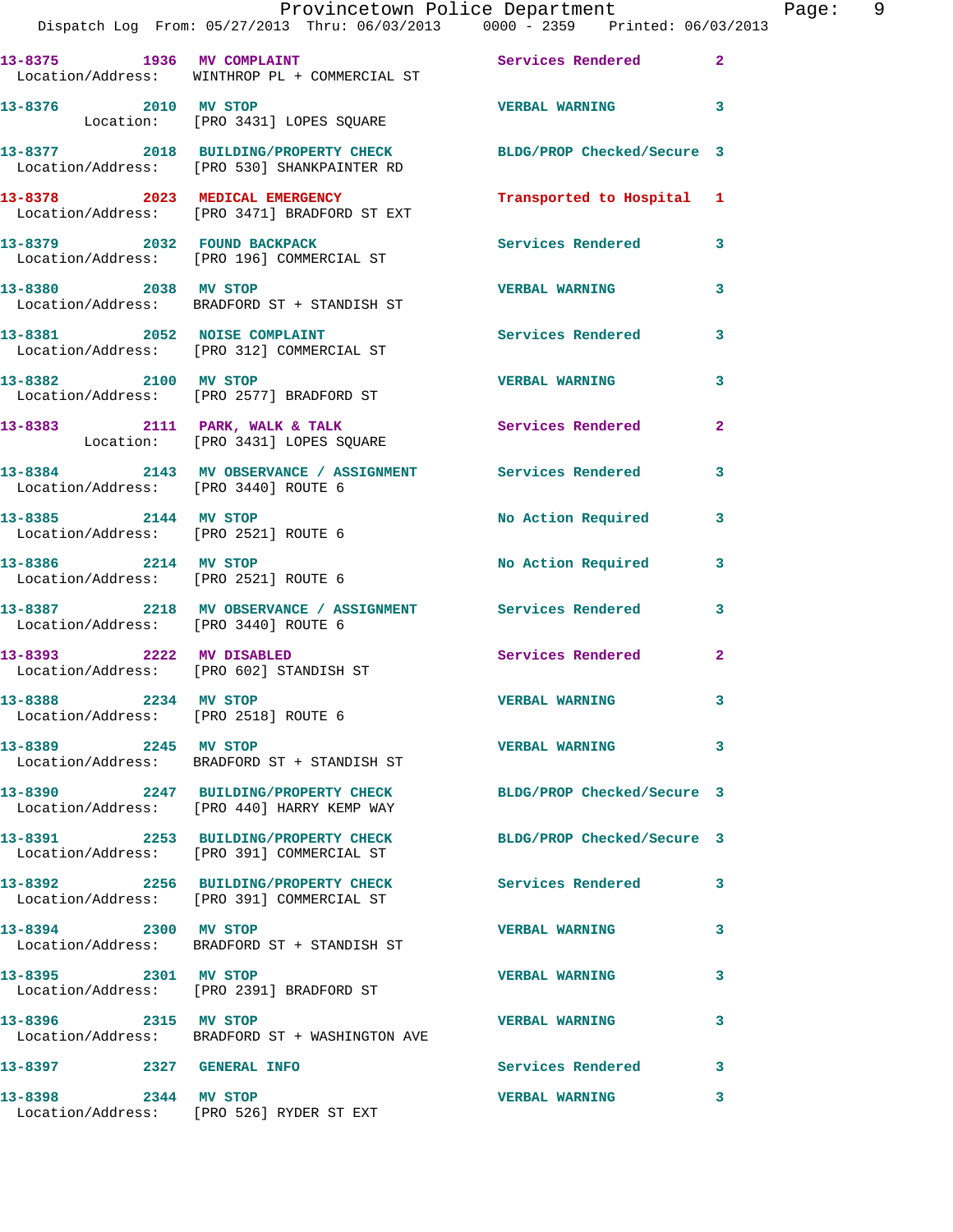13-8375 1936 MV COMPLAINT Services Rendered 2
Location/Address: WINTHROP PL + COMMERCIAL ST

13-8376 2010 MV STOP VERBAL WARNING 3
Location: [PRO 3431] LOPES SQUARE

13-8377 2018 BUILDING/PROPERTY CHECK BLDG/PROP Checked/Secure 3
Location/Address: [PRO 530] SHANKPAINTER RD

13-8378 2023 MEDICAL EMERGENCY Transported to Hospital 1
Location/Address: [PRO 3471] BRADFORD ST EXT

13-8379 2032 FOUND BACKPACK Services Rendered 3
Location/Address: [PRO 196] COMMERCIAL ST

13-8380 2038 MV STOP VERBAL WARNING 3
Location/Address: BRADFORD ST + STANDISH ST

13-8381 2052 NOISE COMPLAINT Services Rendered 3
Location/Address: [PRO 312] COMMERCIAL ST

13-8382 2100 MV STOP VERBAL WARNING 3
Location/Address: [PRO 2577] BRADFORD ST

13-8383 2111 PARK, WALK & TALK Services Rendered 2
Location: [PRO 3431] LOPES SQUARE

13-8384 2143 MV OBSERVANCE / ASSIGNMENT Services Rendered 3
Location/Address: [PRO 3440] ROUTE 6

13-8385 2144 MV STOP No Action Required 3
Location/Address: [PRO 2521] ROUTE 6

13-8386 2214 MV STOP No Action Required 3
Location/Address: [PRO 2521] ROUTE 6

13-8387 2218 MV OBSERVANCE / ASSIGNMENT Services Rendered 3
Location/Address: [PRO 3440] ROUTE 6

13-8393 2222 MV DISABLED Services Rendered 2
Location/Address: [PRO 602] STANDISH ST

13-8388 2234 MV STOP VERBAL WARNING 3
Location/Address: [PRO 2518] ROUTE 6

13-8389 2245 MV STOP VERBAL WARNING 3
Location/Address: BRADFORD ST + STANDISH ST

13-8390 2247 BUILDING/PROPERTY CHECK BLDG/PROP Checked/Secure 3
Location/Address: [PRO 440] HARRY KEMP WAY

13-8391 2253 BUILDING/PROPERTY CHECK BLDG/PROP Checked/Secure 3
Location/Address: [PRO 391] COMMERCIAL ST

13-8392 2256 BUILDING/PROPERTY CHECK Services Rendered 3
Location/Address: [PRO 391] COMMERCIAL ST

13-8394 2300 MV STOP VERBAL WARNING 3
Location/Address: BRADFORD ST + STANDISH ST

13-8395 2301 MV STOP VERBAL WARNING 3
Location/Address: [PRO 2391] BRADFORD ST

13-8396 2315 MV STOP VERBAL WARNING 3
Location/Address: BRADFORD ST + WASHINGTON AVE

13-8397 2327 GENERAL INFO Services Rendered 3

13-8398 2344 MV STOP VERBAL WARNING 3
Location/Address: [PRO 526] RYDER ST EXT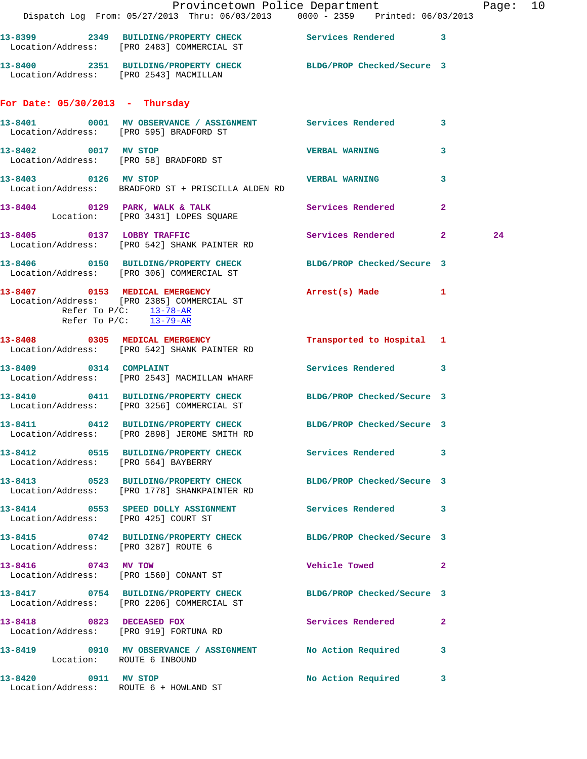13-8399 2349 BUILDING/PROPERTY CHECK Services Rendered 3
Location/Address: [PRO 2483] COMMERCIAL ST

13-8400 2351 BUILDING/PROPERTY CHECK BLDG/PROP Checked/Secure 3
Location/Address: [PRO 2543] MACMILLAN

## For Date: 05/30/2013 - Thursday

13-8401 0001 MV OBSERVANCE / ASSIGNMENT Services Rendered 3
Location/Address: [PRO 595] BRADFORD ST

13-8402 0017 MV STOP VERBAL WARNING 3
Location/Address: [PRO 58] BRADFORD ST

13-8403 0126 MV STOP VERBAL WARNING 3
Location/Address: BRADFORD ST + PRISCILLA ALDEN RD

13-8404 0129 PARK, WALK & TALK Services Rendered 2
Location: [PRO 3431] LOPES SQUARE

13-8405 0137 LOBBY TRAFFIC Services Rendered 2 24
Location/Address: [PRO 542] SHANK PAINTER RD

13-8406 0150 BUILDING/PROPERTY CHECK BLDG/PROP Checked/Secure 3
Location/Address: [PRO 306] COMMERCIAL ST

13-8407 0153 MEDICAL EMERGENCY Arrest(s) Made 1
Location/Address: [PRO 2385] COMMERCIAL ST
Refer To P/C: 13-78-AR
Refer To P/C: 13-79-AR

13-8408 0305 MEDICAL EMERGENCY Transported to Hospital 1
Location/Address: [PRO 542] SHANK PAINTER RD

13-8409 0314 COMPLAINT Services Rendered 3
Location/Address: [PRO 2543] MACMILLAN WHARF

13-8410 0411 BUILDING/PROPERTY CHECK BLDG/PROP Checked/Secure 3
Location/Address: [PRO 3256] COMMERCIAL ST

13-8411 0412 BUILDING/PROPERTY CHECK BLDG/PROP Checked/Secure 3
Location/Address: [PRO 2898] JEROME SMITH RD

13-8412 0515 BUILDING/PROPERTY CHECK Services Rendered 3
Location/Address: [PRO 564] BAYBERRY

13-8413 0523 BUILDING/PROPERTY CHECK BLDG/PROP Checked/Secure 3
Location/Address: [PRO 1778] SHANKPAINTER RD

13-8414 0553 SPEED DOLLY ASSIGNMENT Services Rendered 3
Location/Address: [PRO 425] COURT ST

13-8415 0742 BUILDING/PROPERTY CHECK BLDG/PROP Checked/Secure 3
Location/Address: [PRO 3287] ROUTE 6

13-8416 0743 MV TOW Vehicle Towed 2
Location/Address: [PRO 1560] CONANT ST

13-8417 0754 BUILDING/PROPERTY CHECK BLDG/PROP Checked/Secure 3
Location/Address: [PRO 2206] COMMERCIAL ST

13-8418 0823 DECEASED FOX Services Rendered 2
Location/Address: [PRO 919] FORTUNA RD

13-8419 0910 MV OBSERVANCE / ASSIGNMENT No Action Required 3
Location: ROUTE 6 INBOUND

13-8420 0911 MV STOP No Action Required 3
Location/Address: ROUTE 6 + HOWLAND ST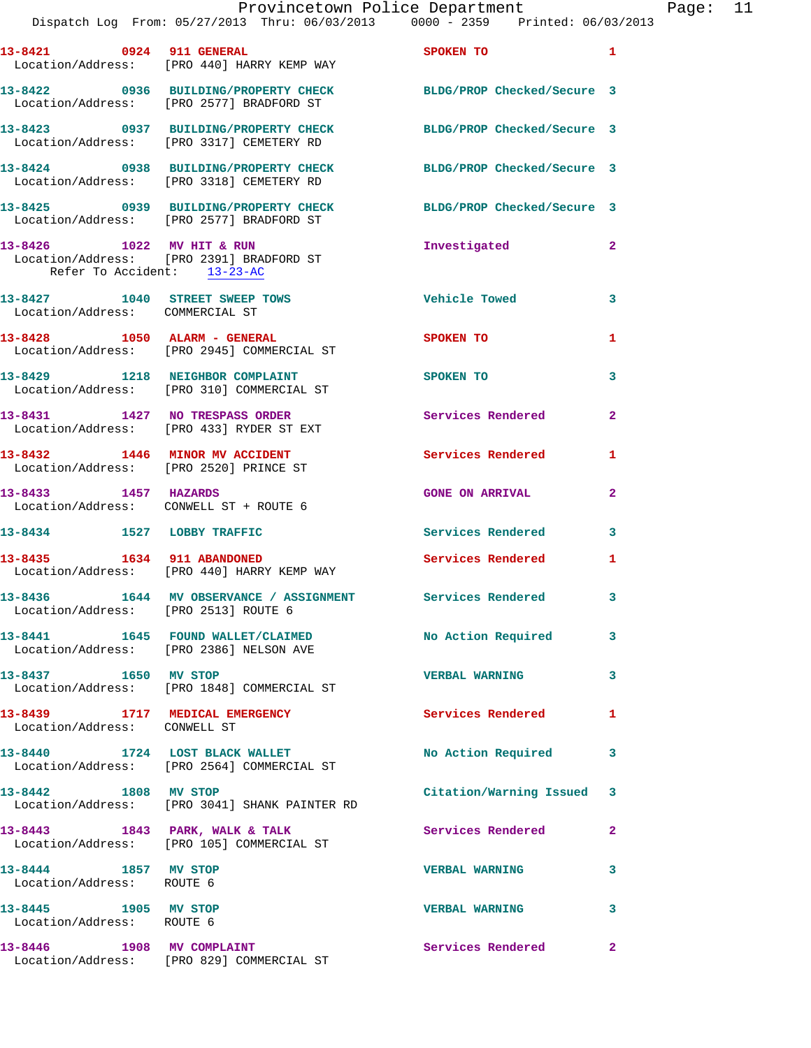13-8421 0924 911 GENERAL SPOKEN TO 1
Location/Address: [PRO 440] HARRY KEMP WAY

13-8422 0936 BUILDING/PROPERTY CHECK BLDG/PROP Checked/Secure 3
Location/Address: [PRO 2577] BRADFORD ST

13-8423 0937 BUILDING/PROPERTY CHECK BLDG/PROP Checked/Secure 3
Location/Address: [PRO 3317] CEMETERY RD

13-8424 0938 BUILDING/PROPERTY CHECK BLDG/PROP Checked/Secure 3
Location/Address: [PRO 3318] CEMETERY RD

13-8425 0939 BUILDING/PROPERTY CHECK BLDG/PROP Checked/Secure 3
Location/Address: [PRO 2577] BRADFORD ST

13-8426 1022 MV HIT & RUN Investigated 2
Location/Address: [PRO 2391] BRADFORD ST
Refer To Accident: 13-23-AC

13-8427 1040 STREET SWEEP TOWS Vehicle Towed 3
Location/Address: COMMERCIAL ST

13-8428 1050 ALARM - GENERAL SPOKEN TO 1
Location/Address: [PRO 2945] COMMERCIAL ST

13-8429 1218 NEIGHBOR COMPLAINT SPOKEN TO 3
Location/Address: [PRO 310] COMMERCIAL ST

13-8431 1427 NO TRESPASS ORDER Services Rendered 2
Location/Address: [PRO 433] RYDER ST EXT

13-8432 1446 MINOR MV ACCIDENT Services Rendered 1
Location/Address: [PRO 2520] PRINCE ST

13-8433 1457 HAZARDS GONE ON ARRIVAL 2
Location/Address: CONWELL ST + ROUTE 6

13-8434 1527 LOBBY TRAFFIC Services Rendered 3

13-8435 1634 911 ABANDONED Services Rendered 1
Location/Address: [PRO 440] HARRY KEMP WAY

13-8436 1644 MV OBSERVANCE / ASSIGNMENT Services Rendered 3
Location/Address: [PRO 2513] ROUTE 6

13-8441 1645 FOUND WALLET/CLAIMED No Action Required 3
Location/Address: [PRO 2386] NELSON AVE

13-8437 1650 MV STOP VERBAL WARNING 3
Location/Address: [PRO 1848] COMMERCIAL ST

13-8439 1717 MEDICAL EMERGENCY Services Rendered 1
Location/Address: CONWELL ST

13-8440 1724 LOST BLACK WALLET No Action Required 3
Location/Address: [PRO 2564] COMMERCIAL ST

13-8442 1808 MV STOP Citation/Warning Issued 3
Location/Address: [PRO 3041] SHANK PAINTER RD

13-8443 1843 PARK, WALK & TALK Services Rendered 2
Location/Address: [PRO 105] COMMERCIAL ST

13-8444 1857 MV STOP VERBAL WARNING 3
Location/Address: ROUTE 6

13-8445 1905 MV STOP VERBAL WARNING 3
Location/Address: ROUTE 6

13-8446 1908 MV COMPLAINT Services Rendered 2
Location/Address: [PRO 829] COMMERCIAL ST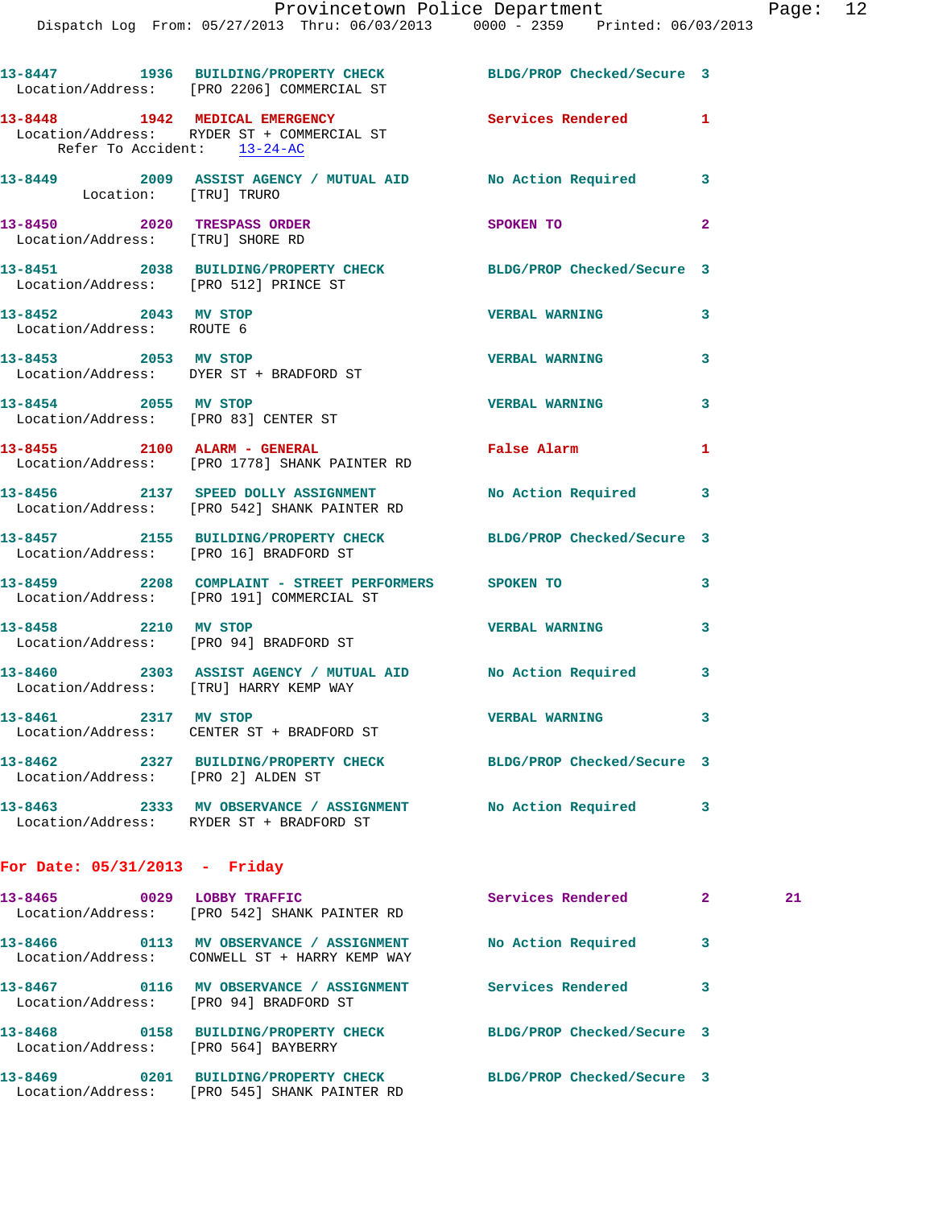13-8447 1936 BUILDING/PROPERTY CHECK BLDG/PROP Checked/Secure 3
Location/Address: [PRO 2206] COMMERCIAL ST

13-8448 1942 MEDICAL EMERGENCY Services Rendered 1
Location/Address: RYDER ST + COMMERCIAL ST
Refer To Accident: 13-24-AC

13-8449 2009 ASSIST AGENCY / MUTUAL AID No Action Required 3
Location: [TRU] TRURO

13-8450 2020 TRESPASS ORDER SPOKEN TO 2
Location/Address: [TRU] SHORE RD

13-8451 2038 BUILDING/PROPERTY CHECK BLDG/PROP Checked/Secure 3
Location/Address: [PRO 512] PRINCE ST

13-8452 2043 MV STOP VERBAL WARNING 3
Location/Address: ROUTE 6

13-8453 2053 MV STOP VERBAL WARNING 3
Location/Address: DYER ST + BRADFORD ST

13-8454 2055 MV STOP VERBAL WARNING 3
Location/Address: [PRO 83] CENTER ST

13-8455 2100 ALARM - GENERAL False Alarm 1
Location/Address: [PRO 1778] SHANK PAINTER RD

13-8456 2137 SPEED DOLLY ASSIGNMENT No Action Required 3
Location/Address: [PRO 542] SHANK PAINTER RD

13-8457 2155 BUILDING/PROPERTY CHECK BLDG/PROP Checked/Secure 3
Location/Address: [PRO 16] BRADFORD ST

13-8459 2208 COMPLAINT - STREET PERFORMERS SPOKEN TO 3
Location/Address: [PRO 191] COMMERCIAL ST

13-8458 2210 MV STOP VERBAL WARNING 3
Location/Address: [PRO 94] BRADFORD ST

13-8460 2303 ASSIST AGENCY / MUTUAL AID No Action Required 3
Location/Address: [TRU] HARRY KEMP WAY

13-8461 2317 MV STOP VERBAL WARNING 3
Location/Address: CENTER ST + BRADFORD ST

13-8462 2327 BUILDING/PROPERTY CHECK BLDG/PROP Checked/Secure 3
Location/Address: [PRO 2] ALDEN ST

13-8463 2333 MV OBSERVANCE / ASSIGNMENT No Action Required 3
Location/Address: RYDER ST + BRADFORD ST

## For Date: 05/31/2013 - Friday

13-8465 0029 LOBBY TRAFFIC Services Rendered 2 21
Location/Address: [PRO 542] SHANK PAINTER RD

13-8466 0113 MV OBSERVANCE / ASSIGNMENT No Action Required 3
Location/Address: CONWELL ST + HARRY KEMP WAY

13-8467 0116 MV OBSERVANCE / ASSIGNMENT Services Rendered 3
Location/Address: [PRO 94] BRADFORD ST

13-8468 0158 BUILDING/PROPERTY CHECK BLDG/PROP Checked/Secure 3
Location/Address: [PRO 564] BAYBERRY

13-8469 0201 BUILDING/PROPERTY CHECK BLDG/PROP Checked/Secure 3
Location/Address: [PRO 545] SHANK PAINTER RD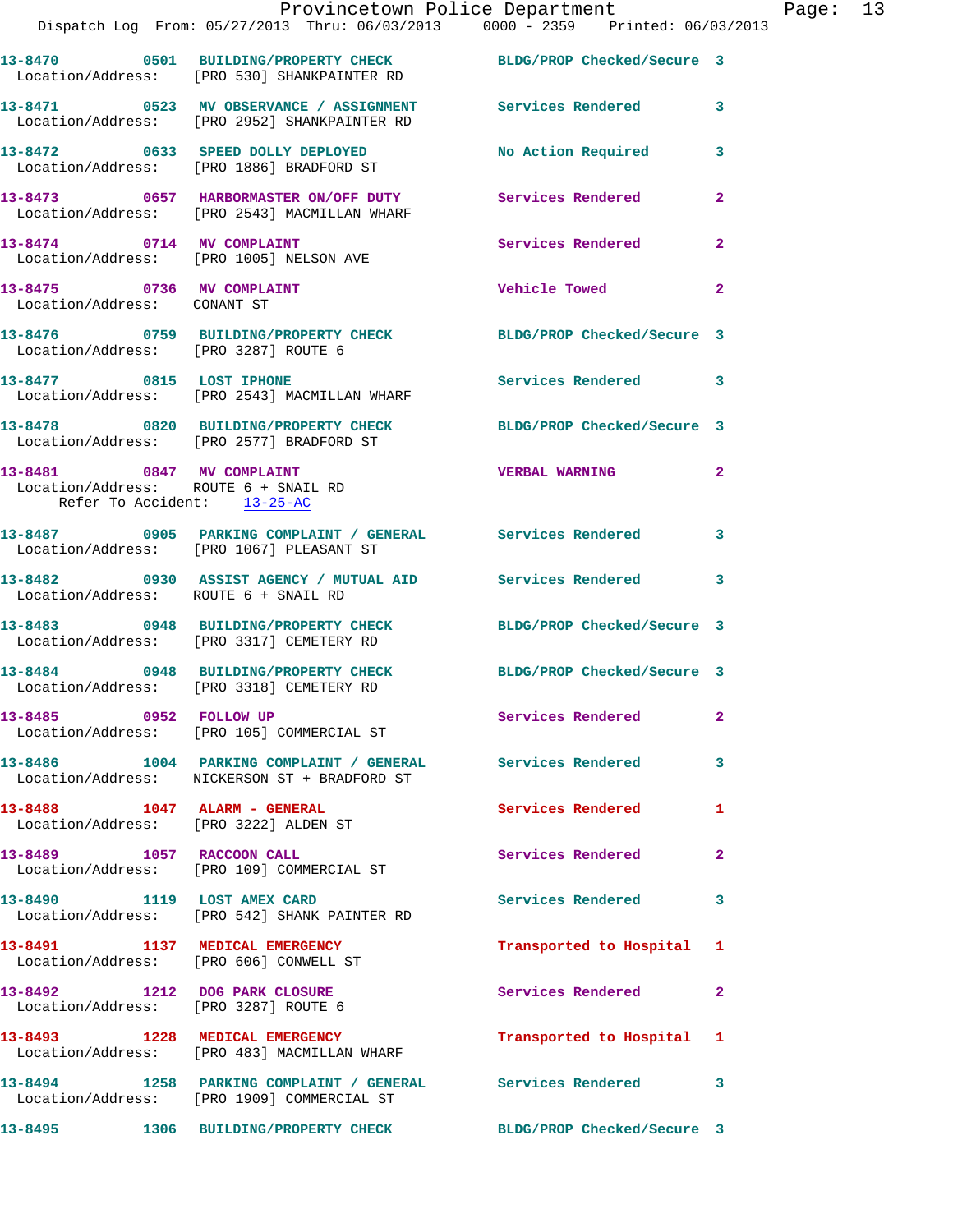13-8470 0501 BUILDING/PROPERTY CHECK BLDG/PROP Checked/Secure 3
Location/Address: [PRO 530] SHANKPAINTER RD

13-8471 0523 MV OBSERVANCE / ASSIGNMENT Services Rendered 3
Location/Address: [PRO 2952] SHANKPAINTER RD

13-8472 0633 SPEED DOLLY DEPLOYED No Action Required 3
Location/Address: [PRO 1886] BRADFORD ST

13-8473 0657 HARBORMASTER ON/OFF DUTY Services Rendered 2
Location/Address: [PRO 2543] MACMILLAN WHARF

13-8474 0714 MV COMPLAINT Services Rendered 2
Location/Address: [PRO 1005] NELSON AVE

13-8475 0736 MV COMPLAINT Vehicle Towed 2
Location/Address: CONANT ST

13-8476 0759 BUILDING/PROPERTY CHECK BLDG/PROP Checked/Secure 3
Location/Address: [PRO 3287] ROUTE 6

13-8477 0815 LOST IPHONE Services Rendered 3
Location/Address: [PRO 2543] MACMILLAN WHARF

13-8478 0820 BUILDING/PROPERTY CHECK BLDG/PROP Checked/Secure 3
Location/Address: [PRO 2577] BRADFORD ST

13-8481 0847 MV COMPLAINT VERBAL WARNING 2
Location/Address: ROUTE 6 + SNAIL RD
Refer To Accident: 13-25-AC

13-8487 0905 PARKING COMPLAINT / GENERAL Services Rendered 3
Location/Address: [PRO 1067] PLEASANT ST

13-8482 0930 ASSIST AGENCY / MUTUAL AID Services Rendered 3
Location/Address: ROUTE 6 + SNAIL RD

13-8483 0948 BUILDING/PROPERTY CHECK BLDG/PROP Checked/Secure 3
Location/Address: [PRO 3317] CEMETERY RD

13-8484 0948 BUILDING/PROPERTY CHECK BLDG/PROP Checked/Secure 3
Location/Address: [PRO 3318] CEMETERY RD

13-8485 0952 FOLLOW UP Services Rendered 2
Location/Address: [PRO 105] COMMERCIAL ST

13-8486 1004 PARKING COMPLAINT / GENERAL Services Rendered 3
Location/Address: NICKERSON ST + BRADFORD ST

13-8488 1047 ALARM - GENERAL Services Rendered 1
Location/Address: [PRO 3222] ALDEN ST

13-8489 1057 RACCOON CALL Services Rendered 2
Location/Address: [PRO 109] COMMERCIAL ST

13-8490 1119 LOST AMEX CARD Services Rendered 3
Location/Address: [PRO 542] SHANK PAINTER RD

13-8491 1137 MEDICAL EMERGENCY Transported to Hospital 1
Location/Address: [PRO 606] CONWELL ST

13-8492 1212 DOG PARK CLOSURE Services Rendered 2
Location/Address: [PRO 3287] ROUTE 6

13-8493 1228 MEDICAL EMERGENCY Transported to Hospital 1
Location/Address: [PRO 483] MACMILLAN WHARF

13-8494 1258 PARKING COMPLAINT / GENERAL Services Rendered 3
Location/Address: [PRO 1909] COMMERCIAL ST

13-8495 1306 BUILDING/PROPERTY CHECK BLDG/PROP Checked/Secure 3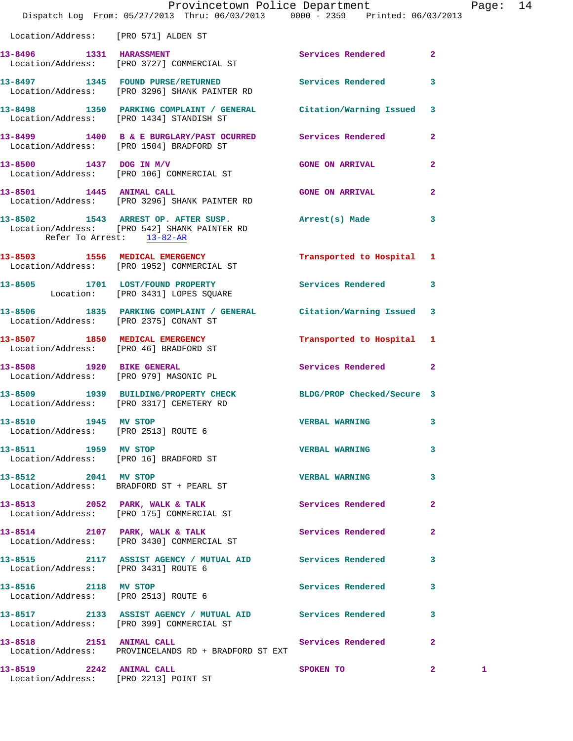Location/Address: [PRO 571] ALDEN ST

**13-8496** 1331 **HARASSMENT** Services Rendered 2
Location/Address: [PRO 3727] COMMERCIAL ST

**13-8497** 1345 **FOUND PURSE/RETURNED** Services Rendered 3
Location/Address: [PRO 3296] SHANK PAINTER RD

**13-8498** 1350 **PARKING COMPLAINT / GENERAL** Citation/Warning Issued 3
Location/Address: [PRO 1434] STANDISH ST

**13-8499** 1400 **B & E BURGLARY/PAST OCURRED** Services Rendered 2
Location/Address: [PRO 1504] BRADFORD ST

**13-8500** 1437 **DOG IN M/V** GONE ON ARRIVAL 2
Location/Address: [PRO 106] COMMERCIAL ST

**13-8501** 1445 **ANIMAL CALL** GONE ON ARRIVAL 2
Location/Address: [PRO 3296] SHANK PAINTER RD

**13-8502** 1543 **ARREST OP. AFTER SUSP.** Arrest(s) Made 3
Location/Address: [PRO 542] SHANK PAINTER RD
Refer To Arrest: 13-82-AR

**13-8503** 1556 **MEDICAL EMERGENCY** Transported to Hospital 1
Location/Address: [PRO 1952] COMMERCIAL ST

**13-8505** 1701 **LOST/FOUND PROPERTY** Services Rendered 3
Location: [PRO 3431] LOPES SQUARE

**13-8506** 1835 **PARKING COMPLAINT / GENERAL** Citation/Warning Issued 3
Location/Address: [PRO 2375] CONANT ST

**13-8507** 1850 **MEDICAL EMERGENCY** Transported to Hospital 1
Location/Address: [PRO 46] BRADFORD ST

**13-8508** 1920 **BIKE GENERAL** Services Rendered 2
Location/Address: [PRO 979] MASONIC PL

**13-8509** 1939 **BUILDING/PROPERTY CHECK** BLDG/PROP Checked/Secure 3
Location/Address: [PRO 3317] CEMETERY RD

**13-8510** 1945 **MV STOP** VERBAL WARNING 3
Location/Address: [PRO 2513] ROUTE 6

**13-8511** 1959 **MV STOP** VERBAL WARNING 3
Location/Address: [PRO 16] BRADFORD ST

**13-8512** 2041 **MV STOP** VERBAL WARNING 3
Location/Address: BRADFORD ST + PEARL ST

**13-8513** 2052 **PARK, WALK & TALK** Services Rendered 2
Location/Address: [PRO 175] COMMERCIAL ST

**13-8514** 2107 **PARK, WALK & TALK** Services Rendered 2
Location/Address: [PRO 3430] COMMERCIAL ST

**13-8515** 2117 **ASSIST AGENCY / MUTUAL AID** Services Rendered 3
Location/Address: [PRO 3431] ROUTE 6

**13-8516** 2118 **MV STOP** Services Rendered 3
Location/Address: [PRO 2513] ROUTE 6

**13-8517** 2133 **ASSIST AGENCY / MUTUAL AID** Services Rendered 3
Location/Address: [PRO 399] COMMERCIAL ST

**13-8518** 2151 **ANIMAL CALL** Services Rendered 2
Location/Address: PROVINCELANDS RD + BRADFORD ST EXT

**13-8519** 2242 **ANIMAL CALL** SPOKEN TO 2 1
Location/Address: [PRO 2213] POINT ST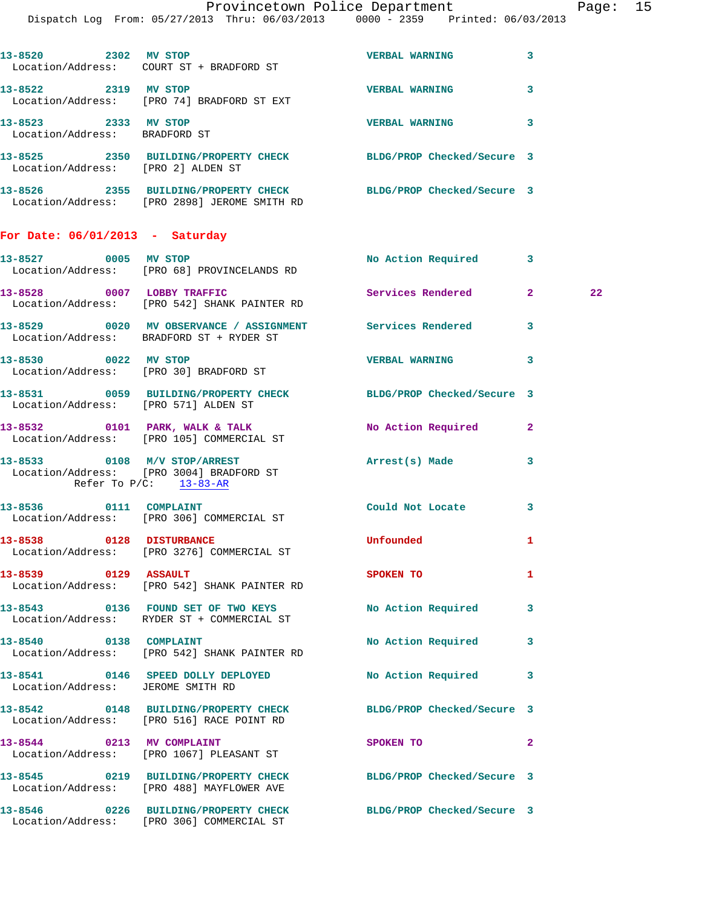13-8520 2302 MV STOP VERBAL WARNING 3
Location/Address: COURT ST + BRADFORD ST

13-8522 2319 MV STOP VERBAL WARNING 3
Location/Address: [PRO 74] BRADFORD ST EXT

13-8523 2333 MV STOP VERBAL WARNING 3
Location/Address: BRADFORD ST

13-8525 2350 BUILDING/PROPERTY CHECK BLDG/PROP Checked/Secure 3
Location/Address: [PRO 2] ALDEN ST

13-8526 2355 BUILDING/PROPERTY CHECK BLDG/PROP Checked/Secure 3
Location/Address: [PRO 2898] JEROME SMITH RD

**For Date: 06/01/2013 - Saturday**

13-8527 0005 MV STOP No Action Required 3
Location/Address: [PRO 68] PROVINCELANDS RD

13-8528 0007 LOBBY TRAFFIC Services Rendered 2 22
Location/Address: [PRO 542] SHANK PAINTER RD

13-8529 0020 MV OBSERVANCE / ASSIGNMENT Services Rendered 3
Location/Address: BRADFORD ST + RYDER ST

13-8530 0022 MV STOP VERBAL WARNING 3
Location/Address: [PRO 30] BRADFORD ST

13-8531 0059 BUILDING/PROPERTY CHECK BLDG/PROP Checked/Secure 3
Location/Address: [PRO 571] ALDEN ST

13-8532 0101 PARK, WALK & TALK No Action Required 2
Location/Address: [PRO 105] COMMERCIAL ST

13-8533 0108 M/V STOP/ARREST Arrest(s) Made 3
Location/Address: [PRO 3004] BRADFORD ST
Refer To P/C: 13-83-AR

13-8536 0111 COMPLAINT Could Not Locate 3
Location/Address: [PRO 306] COMMERCIAL ST

13-8538 0128 DISTURBANCE Unfounded 1
Location/Address: [PRO 3276] COMMERCIAL ST

13-8539 0129 ASSAULT SPOKEN TO 1
Location/Address: [PRO 542] SHANK PAINTER RD

13-8543 0136 FOUND SET OF TWO KEYS No Action Required 3
Location/Address: RYDER ST + COMMERCIAL ST

13-8540 0138 COMPLAINT No Action Required 3
Location/Address: [PRO 542] SHANK PAINTER RD

13-8541 0146 SPEED DOLLY DEPLOYED No Action Required 3
Location/Address: JEROME SMITH RD

13-8542 0148 BUILDING/PROPERTY CHECK BLDG/PROP Checked/Secure 3
Location/Address: [PRO 516] RACE POINT RD

13-8544 0213 MV COMPLAINT SPOKEN TO 2
Location/Address: [PRO 1067] PLEASANT ST

13-8545 0219 BUILDING/PROPERTY CHECK BLDG/PROP Checked/Secure 3
Location/Address: [PRO 488] MAYFLOWER AVE

13-8546 0226 BUILDING/PROPERTY CHECK BLDG/PROP Checked/Secure 3
Location/Address: [PRO 306] COMMERCIAL ST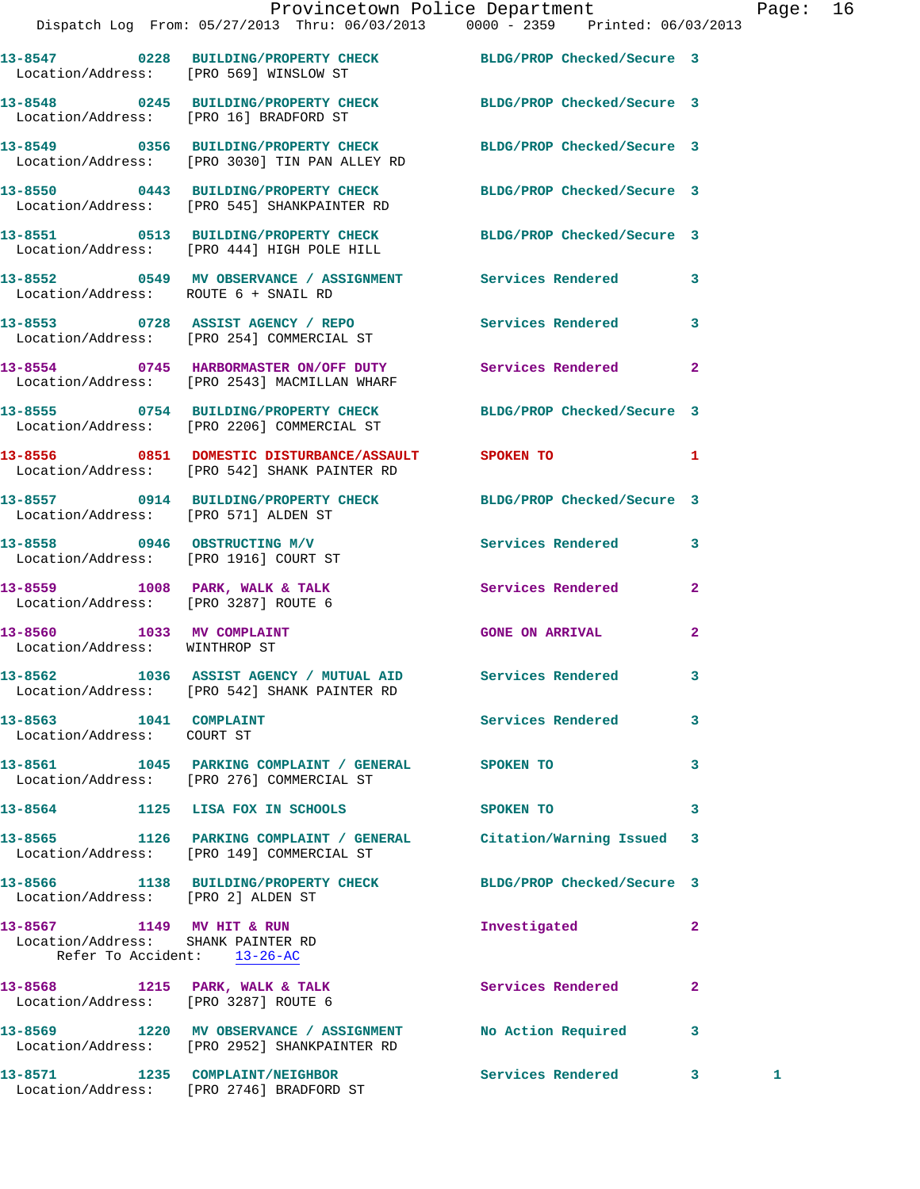13-8547 0228 BUILDING/PROPERTY CHECK BLDG/PROP Checked/Secure 3
Location/Address: [PRO 569] WINSLOW ST

13-8548 0245 BUILDING/PROPERTY CHECK BLDG/PROP Checked/Secure 3
Location/Address: [PRO 16] BRADFORD ST

13-8549 0356 BUILDING/PROPERTY CHECK BLDG/PROP Checked/Secure 3
Location/Address: [PRO 3030] TIN PAN ALLEY RD

13-8550 0443 BUILDING/PROPERTY CHECK BLDG/PROP Checked/Secure 3
Location/Address: [PRO 545] SHANKPAINTER RD

13-8551 0513 BUILDING/PROPERTY CHECK BLDG/PROP Checked/Secure 3
Location/Address: [PRO 444] HIGH POLE HILL

13-8552 0549 MV OBSERVANCE / ASSIGNMENT Services Rendered 3
Location/Address: ROUTE 6 + SNAIL RD

13-8553 0728 ASSIST AGENCY / REPO Services Rendered 3
Location/Address: [PRO 254] COMMERCIAL ST

13-8554 0745 HARBORMASTER ON/OFF DUTY Services Rendered 2
Location/Address: [PRO 2543] MACMILLAN WHARF

13-8555 0754 BUILDING/PROPERTY CHECK BLDG/PROP Checked/Secure 3
Location/Address: [PRO 2206] COMMERCIAL ST

13-8556 0851 DOMESTIC DISTURBANCE/ASSAULT SPOKEN TO 1
Location/Address: [PRO 542] SHANK PAINTER RD

13-8557 0914 BUILDING/PROPERTY CHECK BLDG/PROP Checked/Secure 3
Location/Address: [PRO 571] ALDEN ST

13-8558 0946 OBSTRUCTING M/V Services Rendered 3
Location/Address: [PRO 1916] COURT ST

13-8559 1008 PARK, WALK & TALK Services Rendered 2
Location/Address: [PRO 3287] ROUTE 6

13-8560 1033 MV COMPLAINT GONE ON ARRIVAL 2
Location/Address: WINTHROP ST

13-8562 1036 ASSIST AGENCY / MUTUAL AID Services Rendered 3
Location/Address: [PRO 542] SHANK PAINTER RD

13-8563 1041 COMPLAINT Services Rendered 3
Location/Address: COURT ST

13-8561 1045 PARKING COMPLAINT / GENERAL SPOKEN TO 3
Location/Address: [PRO 276] COMMERCIAL ST

13-8564 1125 LISA FOX IN SCHOOLS SPOKEN TO 3

13-8565 1126 PARKING COMPLAINT / GENERAL Citation/Warning Issued 3
Location/Address: [PRO 149] COMMERCIAL ST

13-8566 1138 BUILDING/PROPERTY CHECK BLDG/PROP Checked/Secure 3
Location/Address: [PRO 2] ALDEN ST

13-8567 1149 MV HIT & RUN Investigated 2
Location/Address: SHANK PAINTER RD
Refer To Accident: 13-26-AC

13-8568 1215 PARK, WALK & TALK Services Rendered 2
Location/Address: [PRO 3287] ROUTE 6

13-8569 1220 MV OBSERVANCE / ASSIGNMENT No Action Required 3
Location/Address: [PRO 2952] SHANKPAINTER RD

13-8571 1235 COMPLAINT/NEIGHBOR Services Rendered 3 1
Location/Address: [PRO 2746] BRADFORD ST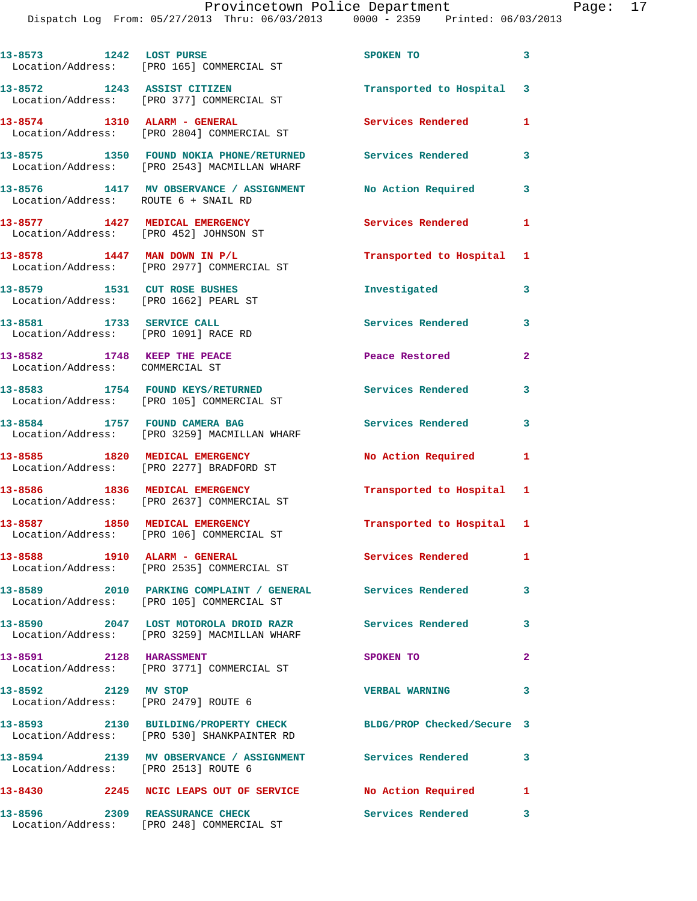13-8573 1242 LOST PURSE SPOKEN TO 3
Location/Address: [PRO 165] COMMERCIAL ST

13-8572 1243 ASSIST CITIZEN Transported to Hospital 3
Location/Address: [PRO 377] COMMERCIAL ST

13-8574 1310 ALARM - GENERAL Services Rendered 1
Location/Address: [PRO 2804] COMMERCIAL ST

13-8575 1350 FOUND NOKIA PHONE/RETURNED Services Rendered 3
Location/Address: [PRO 2543] MACMILLAN WHARF

13-8576 1417 MV OBSERVANCE / ASSIGNMENT No Action Required 3
Location/Address: ROUTE 6 + SNAIL RD

13-8577 1427 MEDICAL EMERGENCY Services Rendered 1
Location/Address: [PRO 452] JOHNSON ST

13-8578 1447 MAN DOWN IN P/L Transported to Hospital 1
Location/Address: [PRO 2977] COMMERCIAL ST

13-8579 1531 CUT ROSE BUSHES Investigated 3
Location/Address: [PRO 1662] PEARL ST

13-8581 1733 SERVICE CALL Services Rendered 3
Location/Address: [PRO 1091] RACE RD

13-8582 1748 KEEP THE PEACE Peace Restored 2
Location/Address: COMMERCIAL ST

13-8583 1754 FOUND KEYS/RETURNED Services Rendered 3
Location/Address: [PRO 105] COMMERCIAL ST

13-8584 1757 FOUND CAMERA BAG Services Rendered 3
Location/Address: [PRO 3259] MACMILLAN WHARF

13-8585 1820 MEDICAL EMERGENCY No Action Required 1
Location/Address: [PRO 2277] BRADFORD ST

13-8586 1836 MEDICAL EMERGENCY Transported to Hospital 1
Location/Address: [PRO 2637] COMMERCIAL ST

13-8587 1850 MEDICAL EMERGENCY Transported to Hospital 1
Location/Address: [PRO 106] COMMERCIAL ST

13-8588 1910 ALARM - GENERAL Services Rendered 1
Location/Address: [PRO 2535] COMMERCIAL ST

13-8589 2010 PARKING COMPLAINT / GENERAL Services Rendered 3
Location/Address: [PRO 105] COMMERCIAL ST

13-8590 2047 LOST MOTOROLA DROID RAZR Services Rendered 3
Location/Address: [PRO 3259] MACMILLAN WHARF

13-8591 2128 HARASSMENT SPOKEN TO 2
Location/Address: [PRO 3771] COMMERCIAL ST

13-8592 2129 MV STOP VERBAL WARNING 3
Location/Address: [PRO 2479] ROUTE 6

13-8593 2130 BUILDING/PROPERTY CHECK BLDG/PROP Checked/Secure 3
Location/Address: [PRO 530] SHANKPAINTER RD

13-8594 2139 MV OBSERVANCE / ASSIGNMENT Services Rendered 3
Location/Address: [PRO 2513] ROUTE 6

13-8430 2245 NCIC LEAPS OUT OF SERVICE No Action Required 1

13-8596 2309 REASSURANCE CHECK Services Rendered 3
Location/Address: [PRO 248] COMMERCIAL ST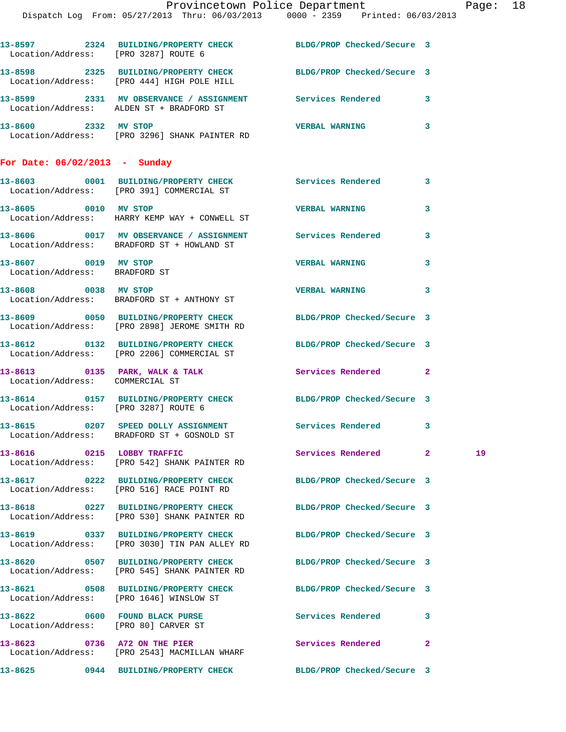13-8597 2324 BUILDING/PROPERTY CHECK BLDG/PROP Checked/Secure 3
Location/Address: [PRO 3287] ROUTE 6

13-8598 2325 BUILDING/PROPERTY CHECK BLDG/PROP Checked/Secure 3
Location/Address: [PRO 444] HIGH POLE HILL

13-8599 2331 MV OBSERVANCE / ASSIGNMENT Services Rendered 3
Location/Address: ALDEN ST + BRADFORD ST

13-8600 2332 MV STOP VERBAL WARNING 3
Location/Address: [PRO 3296] SHANK PAINTER RD

## For Date: 06/02/2013 - Sunday

13-8603 0001 BUILDING/PROPERTY CHECK Services Rendered 3
Location/Address: [PRO 391] COMMERCIAL ST

13-8605 0010 MV STOP VERBAL WARNING 3
Location/Address: HARRY KEMP WAY + CONWELL ST

13-8606 0017 MV OBSERVANCE / ASSIGNMENT Services Rendered 3
Location/Address: BRADFORD ST + HOWLAND ST

13-8607 0019 MV STOP VERBAL WARNING 3
Location/Address: BRADFORD ST

13-8608 0038 MV STOP VERBAL WARNING 3
Location/Address: BRADFORD ST + ANTHONY ST

13-8609 0050 BUILDING/PROPERTY CHECK BLDG/PROP Checked/Secure 3
Location/Address: [PRO 2898] JEROME SMITH RD

13-8612 0132 BUILDING/PROPERTY CHECK BLDG/PROP Checked/Secure 3
Location/Address: [PRO 2206] COMMERCIAL ST

13-8613 0135 PARK, WALK & TALK Services Rendered 2
Location/Address: COMMERCIAL ST

13-8614 0157 BUILDING/PROPERTY CHECK BLDG/PROP Checked/Secure 3
Location/Address: [PRO 3287] ROUTE 6

13-8615 0207 SPEED DOLLY ASSIGNMENT Services Rendered 3
Location/Address: BRADFORD ST + GOSNOLD ST

13-8616 0215 LOBBY TRAFFIC Services Rendered 2 19
Location/Address: [PRO 542] SHANK PAINTER RD

13-8617 0222 BUILDING/PROPERTY CHECK BLDG/PROP Checked/Secure 3
Location/Address: [PRO 516] RACE POINT RD

13-8618 0227 BUILDING/PROPERTY CHECK BLDG/PROP Checked/Secure 3
Location/Address: [PRO 530] SHANK PAINTER RD

13-8619 0337 BUILDING/PROPERTY CHECK BLDG/PROP Checked/Secure 3
Location/Address: [PRO 3030] TIN PAN ALLEY RD

13-8620 0507 BUILDING/PROPERTY CHECK BLDG/PROP Checked/Secure 3
Location/Address: [PRO 545] SHANK PAINTER RD

13-8621 0508 BUILDING/PROPERTY CHECK BLDG/PROP Checked/Secure 3
Location/Address: [PRO 1646] WINSLOW ST

13-8622 0600 FOUND BLACK PURSE Services Rendered 3
Location/Address: [PRO 80] CARVER ST

13-8623 0736 A72 ON THE PIER Services Rendered 2
Location/Address: [PRO 2543] MACMILLAN WHARF

13-8625 0944 BUILDING/PROPERTY CHECK BLDG/PROP Checked/Secure 3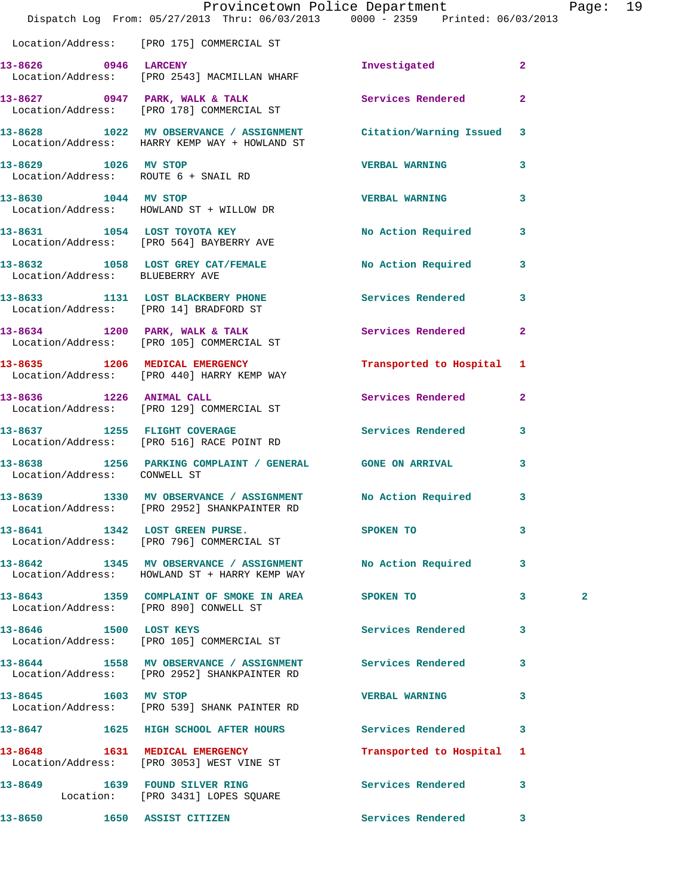Location/Address: [PRO 175] COMMERCIAL ST

| Call Number | Time | Call Reason | Action | Priority | |
|---|---|---|---|---|---|
| 13-8626 | 0946 | LARCENY | Investigated | 2 | |
| | | Location/Address: [PRO 2543] MACMILLAN WHARF | | | |
| 13-8627 | 0947 | PARK, WALK & TALK | Services Rendered | 2 | |
| | | Location/Address: [PRO 178] COMMERCIAL ST | | | |
| 13-8628 | 1022 | MV OBSERVANCE / ASSIGNMENT | Citation/Warning Issued | 3 | |
| | | Location/Address: HARRY KEMP WAY + HOWLAND ST | | | |
| 13-8629 | 1026 | MV STOP | VERBAL WARNING | 3 | |
| | | Location/Address: ROUTE 6 + SNAIL RD | | | |
| 13-8630 | 1044 | MV STOP | VERBAL WARNING | 3 | |
| | | Location/Address: HOWLAND ST + WILLOW DR | | | |
| 13-8631 | 1054 | LOST TOYOTA KEY | No Action Required | 3 | |
| | | Location/Address: [PRO 564] BAYBERRY AVE | | | |
| 13-8632 | 1058 | LOST GREY CAT/FEMALE | No Action Required | 3 | |
| | | Location/Address: BLUEBERRY AVE | | | |
| 13-8633 | 1131 | LOST BLACKBERY PHONE | Services Rendered | 3 | |
| | | Location/Address: [PRO 14] BRADFORD ST | | | |
| 13-8634 | 1200 | PARK, WALK & TALK | Services Rendered | 2 | |
| | | Location/Address: [PRO 105] COMMERCIAL ST | | | |
| 13-8635 | 1206 | MEDICAL EMERGENCY | Transported to Hospital | 1 | |
| | | Location/Address: [PRO 440] HARRY KEMP WAY | | | |
| 13-8636 | 1226 | ANIMAL CALL | Services Rendered | 2 | |
| | | Location/Address: [PRO 129] COMMERCIAL ST | | | |
| 13-8637 | 1255 | FLIGHT COVERAGE | Services Rendered | 3 | |
| | | Location/Address: [PRO 516] RACE POINT RD | | | |
| 13-8638 | 1256 | PARKING COMPLAINT / GENERAL | GONE ON ARRIVAL | 3 | |
| | | Location/Address: CONWELL ST | | | |
| 13-8639 | 1330 | MV OBSERVANCE / ASSIGNMENT | No Action Required | 3 | |
| | | Location/Address: [PRO 2952] SHANKPAINTER RD | | | |
| 13-8641 | 1342 | LOST GREEN PURSE. | SPOKEN TO | 3 | |
| | | Location/Address: [PRO 796] COMMERCIAL ST | | | |
| 13-8642 | 1345 | MV OBSERVANCE / ASSIGNMENT | No Action Required | 3 | |
| | | Location/Address: HOWLAND ST + HARRY KEMP WAY | | | |
| 13-8643 | 1359 | COMPLAINT OF SMOKE IN AREA | SPOKEN TO | 3 | 2 |
| | | Location/Address: [PRO 890] CONWELL ST | | | |
| 13-8646 | 1500 | LOST KEYS | Services Rendered | 3 | |
| | | Location/Address: [PRO 105] COMMERCIAL ST | | | |
| 13-8644 | 1558 | MV OBSERVANCE / ASSIGNMENT | Services Rendered | 3 | |
| | | Location/Address: [PRO 2952] SHANKPAINTER RD | | | |
| 13-8645 | 1603 | MV STOP | VERBAL WARNING | 3 | |
| | | Location/Address: [PRO 539] SHANK PAINTER RD | | | |
| 13-8647 | 1625 | HIGH SCHOOL AFTER HOURS | Services Rendered | 3 | |
| 13-8648 | 1631 | MEDICAL EMERGENCY | Transported to Hospital | 1 | |
| | | Location/Address: [PRO 3053] WEST VINE ST | | | |
| 13-8649 | 1639 | FOUND SILVER RING | Services Rendered | 3 | |
| | | Location: [PRO 3431] LOPES SQUARE | | | |
| 13-8650 | 1650 | ASSIST CITIZEN | Services Rendered | 3 | |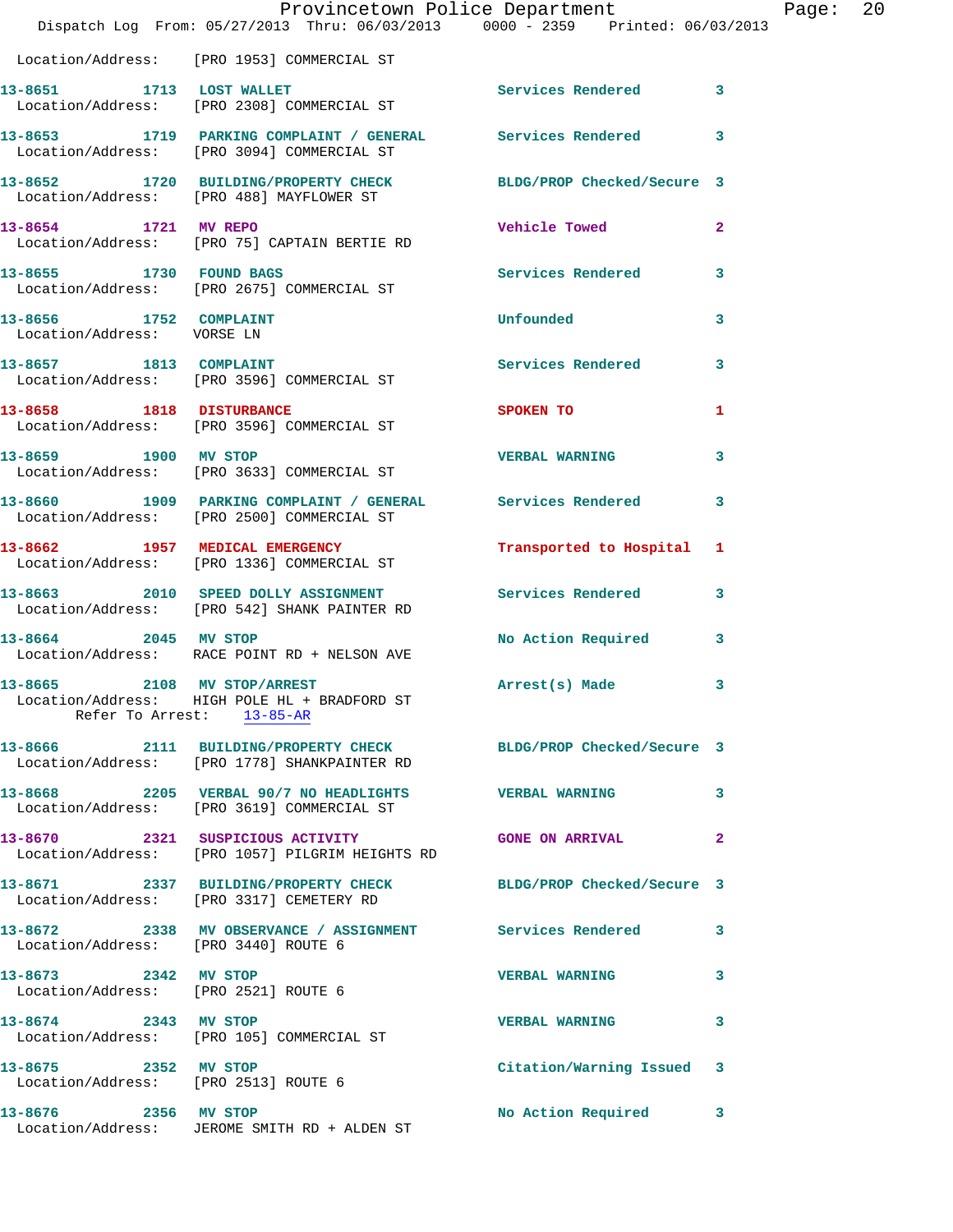Location/Address: [PRO 1953] COMMERCIAL ST

| Call # | Time | Call Reason | Action | Priority |
|---|---|---|---|---|
| 13-8651 | 1713 | LOST WALLET | Services Rendered | 3 |
| | | Location/Address: [PRO 2308] COMMERCIAL ST | | |
| 13-8653 | 1719 | PARKING COMPLAINT / GENERAL | Services Rendered | 3 |
| | | Location/Address: [PRO 3094] COMMERCIAL ST | | |
| 13-8652 | 1720 | BUILDING/PROPERTY CHECK | BLDG/PROP Checked/Secure | 3 |
| | | Location/Address: [PRO 488] MAYFLOWER ST | | |
| 13-8654 | 1721 | MV REPO | Vehicle Towed | 2 |
| | | Location/Address: [PRO 75] CAPTAIN BERTIE RD | | |
| 13-8655 | 1730 | FOUND BAGS | Services Rendered | 3 |
| | | Location/Address: [PRO 2675] COMMERCIAL ST | | |
| 13-8656 | 1752 | COMPLAINT | Unfounded | 3 |
| | | Location/Address: VORSE LN | | |
| 13-8657 | 1813 | COMPLAINT | Services Rendered | 3 |
| | | Location/Address: [PRO 3596] COMMERCIAL ST | | |
| 13-8658 | 1818 | DISTURBANCE | SPOKEN TO | 1 |
| | | Location/Address: [PRO 3596] COMMERCIAL ST | | |
| 13-8659 | 1900 | MV STOP | VERBAL WARNING | 3 |
| | | Location/Address: [PRO 3633] COMMERCIAL ST | | |
| 13-8660 | 1909 | PARKING COMPLAINT / GENERAL | Services Rendered | 3 |
| | | Location/Address: [PRO 2500] COMMERCIAL ST | | |
| 13-8662 | 1957 | MEDICAL EMERGENCY | Transported to Hospital | 1 |
| | | Location/Address: [PRO 1336] COMMERCIAL ST | | |
| 13-8663 | 2010 | SPEED DOLLY ASSIGNMENT | Services Rendered | 3 |
| | | Location/Address: [PRO 542] SHANK PAINTER RD | | |
| 13-8664 | 2045 | MV STOP | No Action Required | 3 |
| | | Location/Address: RACE POINT RD + NELSON AVE | | |
| 13-8665 | 2108 | MV STOP/ARREST | Arrest(s) Made | 3 |
| | | Location/Address: HIGH POLE HL + BRADFORD ST; Refer To Arrest: 13-85-AR | | |
| 13-8666 | 2111 | BUILDING/PROPERTY CHECK | BLDG/PROP Checked/Secure | 3 |
| | | Location/Address: [PRO 1778] SHANKPAINTER RD | | |
| 13-8668 | 2205 | VERBAL 90/7 NO HEADLIGHTS | VERBAL WARNING | 3 |
| | | Location/Address: [PRO 3619] COMMERCIAL ST | | |
| 13-8670 | 2321 | SUSPICIOUS ACTIVITY | GONE ON ARRIVAL | 2 |
| | | Location/Address: [PRO 1057] PILGRIM HEIGHTS RD | | |
| 13-8671 | 2337 | BUILDING/PROPERTY CHECK | BLDG/PROP Checked/Secure | 3 |
| | | Location/Address: [PRO 3317] CEMETERY RD | | |
| 13-8672 | 2338 | MV OBSERVANCE / ASSIGNMENT | Services Rendered | 3 |
| | | Location/Address: [PRO 3440] ROUTE 6 | | |
| 13-8673 | 2342 | MV STOP | VERBAL WARNING | 3 |
| | | Location/Address: [PRO 2521] ROUTE 6 | | |
| 13-8674 | 2343 | MV STOP | VERBAL WARNING | 3 |
| | | Location/Address: [PRO 105] COMMERCIAL ST | | |
| 13-8675 | 2352 | MV STOP | Citation/Warning Issued | 3 |
| | | Location/Address: [PRO 2513] ROUTE 6 | | |
| 13-8676 | 2356 | MV STOP | No Action Required | 3 |
| | | Location/Address: JEROME SMITH RD + ALDEN ST | | |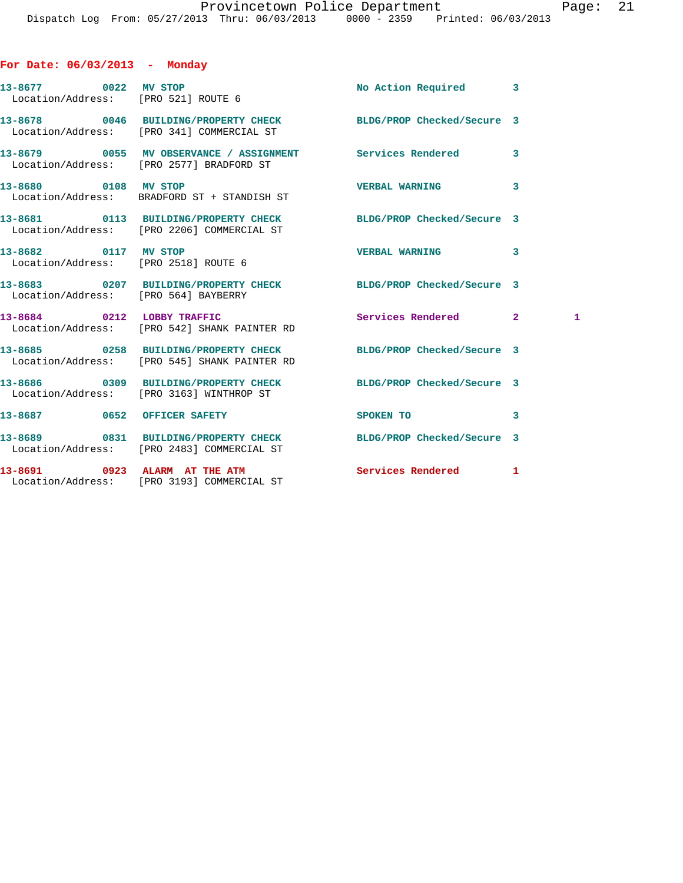**For Date: 06/03/2013 - Monday**

```
13-8677        0022  MV STOP                        No Action Required       3
  Location/Address:   [PRO 521] ROUTE 6

13-8678        0046  BUILDING/PROPERTY CHECK        BLDG/PROP Checked/Secure  3
  Location/Address:   [PRO 341] COMMERCIAL ST

13-8679        0055  MV OBSERVANCE / ASSIGNMENT     Services Rendered        3
  Location/Address:   [PRO 2577] BRADFORD ST

13-8680        0108  MV STOP                        VERBAL WARNING           3
  Location/Address:   BRADFORD ST + STANDISH ST

13-8681        0113  BUILDING/PROPERTY CHECK        BLDG/PROP Checked/Secure  3
  Location/Address:   [PRO 2206] COMMERCIAL ST

13-8682        0117  MV STOP                        VERBAL WARNING           3
  Location/Address:   [PRO 2518] ROUTE 6

13-8683        0207  BUILDING/PROPERTY CHECK        BLDG/PROP Checked/Secure  3
  Location/Address:   [PRO 564] BAYBERRY

13-8684        0212  LOBBY TRAFFIC                  Services Rendered        2         1
  Location/Address:   [PRO 542] SHANK PAINTER RD

13-8685        0258  BUILDING/PROPERTY CHECK        BLDG/PROP Checked/Secure  3
  Location/Address:   [PRO 545] SHANK PAINTER RD

13-8686        0309  BUILDING/PROPERTY CHECK        BLDG/PROP Checked/Secure  3
  Location/Address:   [PRO 3163] WINTHROP ST

13-8687        0652  OFFICER SAFETY                 SPOKEN TO                3

13-8689        0831  BUILDING/PROPERTY CHECK        BLDG/PROP Checked/Secure  3
  Location/Address:   [PRO 2483] COMMERCIAL ST

13-8691        0923  ALARM  AT THE ATM              Services Rendered        1
  Location/Address:   [PRO 3193] COMMERCIAL ST
```